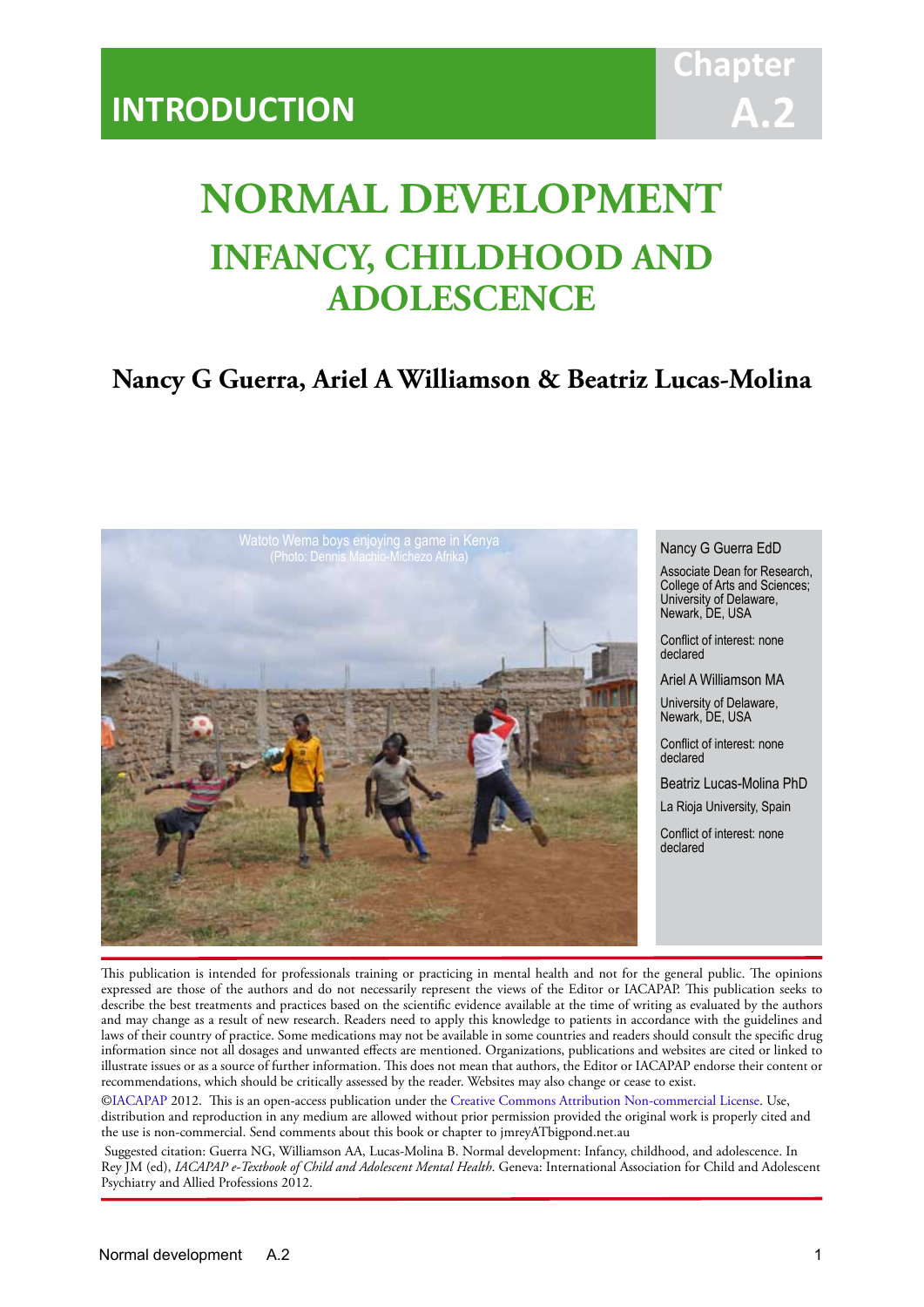INTRODUCTION

Chapter A.2

# NORMAL DEVELOPMENT

## INFANCY, CHILDHOOD AND ADOLESCENCE

**Nancy G Guerra, Ariel A Williamson & Beatriz Lucas-Molina**

Watoto Wema boys enjoying a game in Kenya
(Photo: Dennis Machio-Michezo Afrika)

Nancy G Guerra EdD

Associate Dean for Research, College of Arts and Sciences; University of Delaware, Newark, DE, USA

Conflict of interest: none declared

Ariel A Williamson MA

University of Delaware, Newark, DE, USA

Conflict of interest: none declared

Beatriz Lucas-Molina PhD

La Rioja University, Spain

Conflict of interest: none declared

This publication is intended for professionals training or practicing in mental health and not for the general public. The opinions expressed are those of the authors and do not necessarily represent the views of the Editor or IACAPAP. This publication seeks to describe the best treatments and practices based on the scientific evidence available at the time of writing as evaluated by the authors and may change as a result of new research. Readers need to apply this knowledge to patients in accordance with the guidelines and laws of their country of practice. Some medications may not be available in some countries and readers should consult the specific drug information since not all dosages and unwanted effects are mentioned. Organizations, publications and websites are cited or linked to illustrate issues or as a source of further information. This does not mean that authors, the Editor or IACAPAP endorse their content or recommendations, which should be critically assessed by the reader. Websites may also change or cease to exist.

©IACAPAP 2012. This is an open-access publication under the Creative Commons Attribution Non-commercial License. Use, distribution and reproduction in any medium are allowed without prior permission provided the original work is properly cited and the use is non-commercial. Send comments about this book or chapter to jmreyATbigpond.net.au

Suggested citation: Guerra NG, Williamson AA, Lucas-Molina B. Normal development: Infancy, childhood, and adolescence. In Rey JM (ed), *IACAPAP e-Textbook of Child and Adolescent Mental Health*. Geneva: International Association for Child and Adolescent Psychiatry and Allied Professions 2012.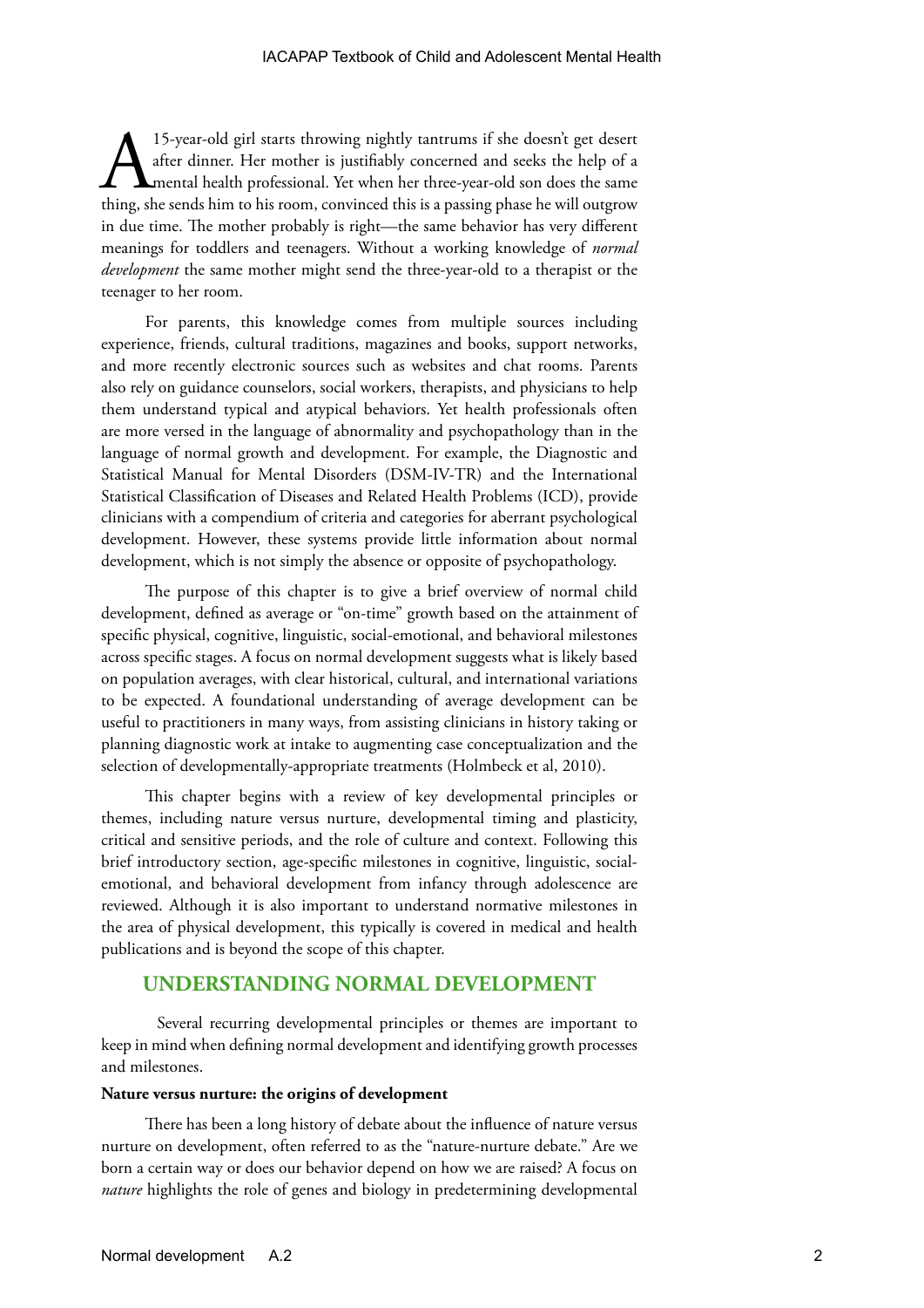A 15-year-old girl starts throwing nightly tantrums if she doesn't get desert after dinner. Her mother is justifiably concerned and seeks the help of a mental health professional. Yet when her three-year-old son does the same thing, she sends him to his room, convinced this is a passing phase he will outgrow in due time. The mother probably is right—the same behavior has very different meanings for toddlers and teenagers. Without a working knowledge of *normal development* the same mother might send the three-year-old to a therapist or the teenager to her room.

For parents, this knowledge comes from multiple sources including experience, friends, cultural traditions, magazines and books, support networks, and more recently electronic sources such as websites and chat rooms. Parents also rely on guidance counselors, social workers, therapists, and physicians to help them understand typical and atypical behaviors. Yet health professionals often are more versed in the language of abnormality and psychopathology than in the language of normal growth and development. For example, the Diagnostic and Statistical Manual for Mental Disorders (DSM-IV-TR) and the International Statistical Classification of Diseases and Related Health Problems (ICD), provide clinicians with a compendium of criteria and categories for aberrant psychological development. However, these systems provide little information about normal development, which is not simply the absence or opposite of psychopathology.

The purpose of this chapter is to give a brief overview of normal child development, defined as average or "on-time" growth based on the attainment of specific physical, cognitive, linguistic, social-emotional, and behavioral milestones across specific stages. A focus on normal development suggests what is likely based on population averages, with clear historical, cultural, and international variations to be expected. A foundational understanding of average development can be useful to practitioners in many ways, from assisting clinicians in history taking or planning diagnostic work at intake to augmenting case conceptualization and the selection of developmentally-appropriate treatments (Holmbeck et al, 2010).

This chapter begins with a review of key developmental principles or themes, including nature versus nurture, developmental timing and plasticity, critical and sensitive periods, and the role of culture and context. Following this brief introductory section, age-specific milestones in cognitive, linguistic, social-emotional, and behavioral development from infancy through adolescence are reviewed. Although it is also important to understand normative milestones in the area of physical development, this typically is covered in medical and health publications and is beyond the scope of this chapter.

## UNDERSTANDING NORMAL DEVELOPMENT

Several recurring developmental principles or themes are important to keep in mind when defining normal development and identifying growth processes and milestones.

**Nature versus nurture: the origins of development**

There has been a long history of debate about the influence of nature versus nurture on development, often referred to as the "nature-nurture debate." Are we born a certain way or does our behavior depend on how we are raised? A focus on *nature* highlights the role of genes and biology in predetermining developmental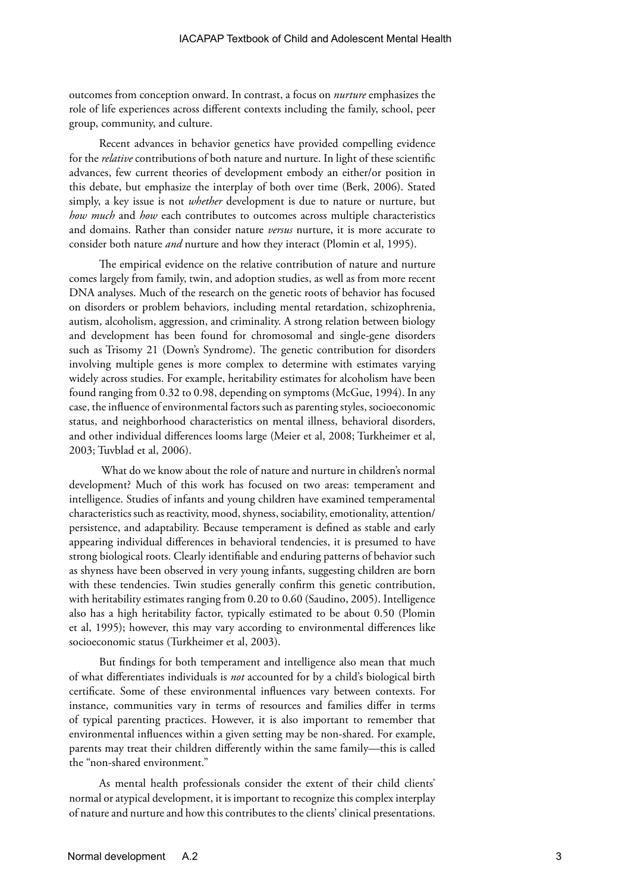outcomes from conception onward. In contrast, a focus on *nurture* emphasizes the role of life experiences across different contexts including the family, school, peer group, community, and culture.

Recent advances in behavior genetics have provided compelling evidence for the *relative* contributions of both nature and nurture. In light of these scientific advances, few current theories of development embody an either/or position in this debate, but emphasize the interplay of both over time (Berk, 2006). Stated simply, a key issue is not *whether* development is due to nature or nurture, but *how much* and *how* each contributes to outcomes across multiple characteristics and domains. Rather than consider nature *versus* nurture, it is more accurate to consider both nature *and* nurture and how they interact (Plomin et al, 1995).

The empirical evidence on the relative contribution of nature and nurture comes largely from family, twin, and adoption studies, as well as from more recent DNA analyses. Much of the research on the genetic roots of behavior has focused on disorders or problem behaviors, including mental retardation, schizophrenia, autism, alcoholism, aggression, and criminality. A strong relation between biology and development has been found for chromosomal and single-gene disorders such as Trisomy 21 (Down's Syndrome). The genetic contribution for disorders involving multiple genes is more complex to determine with estimates varying widely across studies. For example, heritability estimates for alcoholism have been found ranging from 0.32 to 0.98, depending on symptoms (McGue, 1994). In any case, the influence of environmental factors such as parenting styles, socioeconomic status, and neighborhood characteristics on mental illness, behavioral disorders, and other individual differences looms large (Meier et al, 2008; Turkheimer et al, 2003; Tuvblad et al, 2006).

What do we know about the role of nature and nurture in children's normal development? Much of this work has focused on two areas: temperament and intelligence. Studies of infants and young children have examined temperamental characteristics such as reactivity, mood, shyness, sociability, emotionality, attention/persistence, and adaptability. Because temperament is defined as stable and early appearing individual differences in behavioral tendencies, it is presumed to have strong biological roots. Clearly identifiable and enduring patterns of behavior such as shyness have been observed in very young infants, suggesting children are born with these tendencies. Twin studies generally confirm this genetic contribution, with heritability estimates ranging from 0.20 to 0.60 (Saudino, 2005). Intelligence also has a high heritability factor, typically estimated to be about 0.50 (Plomin et al, 1995); however, this may vary according to environmental differences like socioeconomic status (Turkheimer et al, 2003).

But findings for both temperament and intelligence also mean that much of what differentiates individuals is *not* accounted for by a child's biological birth certificate. Some of these environmental influences vary between contexts. For instance, communities vary in terms of resources and families differ in terms of typical parenting practices. However, it is also important to remember that environmental influences within a given setting may be non-shared. For example, parents may treat their children differently within the same family—this is called the "non-shared environment."

As mental health professionals consider the extent of their child clients' normal or atypical development, it is important to recognize this complex interplay of nature and nurture and how this contributes to the clients' clinical presentations.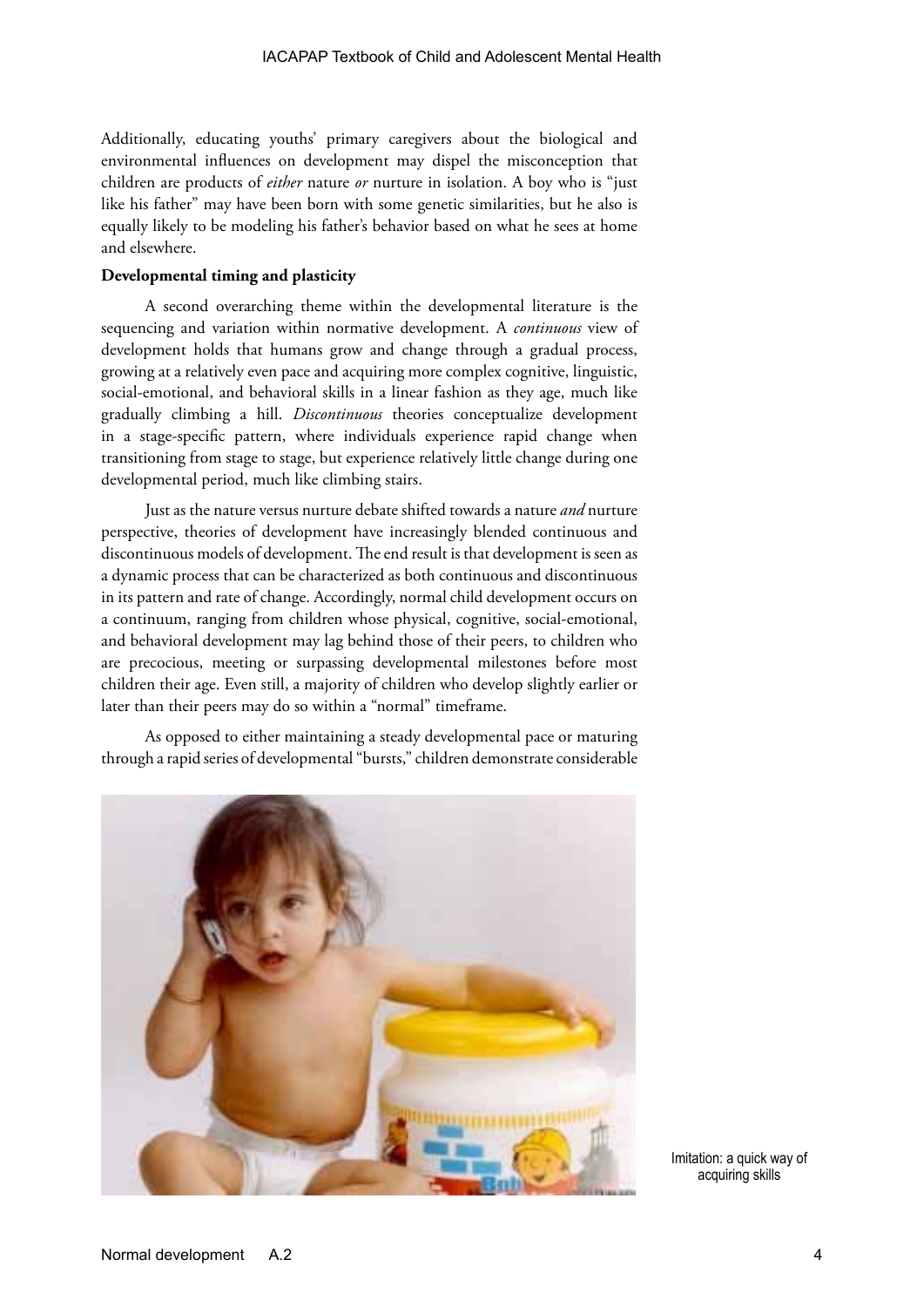Additionally, educating youths' primary caregivers about the biological and environmental influences on development may dispel the misconception that children are products of *either* nature *or* nurture in isolation. A boy who is "just like his father" may have been born with some genetic similarities, but he also is equally likely to be modeling his father's behavior based on what he sees at home and elsewhere.

**Developmental timing and plasticity**

A second overarching theme within the developmental literature is the sequencing and variation within normative development. A *continuous* view of development holds that humans grow and change through a gradual process, growing at a relatively even pace and acquiring more complex cognitive, linguistic, social-emotional, and behavioral skills in a linear fashion as they age, much like gradually climbing a hill. *Discontinuous* theories conceptualize development in a stage-specific pattern, where individuals experience rapid change when transitioning from stage to stage, but experience relatively little change during one developmental period, much like climbing stairs.

Just as the nature versus nurture debate shifted towards a nature *and* nurture perspective, theories of development have increasingly blended continuous and discontinuous models of development. The end result is that development is seen as a dynamic process that can be characterized as both continuous and discontinuous in its pattern and rate of change. Accordingly, normal child development occurs on a continuum, ranging from children whose physical, cognitive, social-emotional, and behavioral development may lag behind those of their peers, to children who are precocious, meeting or surpassing developmental milestones before most children their age. Even still, a majority of children who develop slightly earlier or later than their peers may do so within a "normal" timeframe.

As opposed to either maintaining a steady developmental pace or maturing through a rapid series of developmental "bursts," children demonstrate considerable

Imitation: a quick way of acquiring skills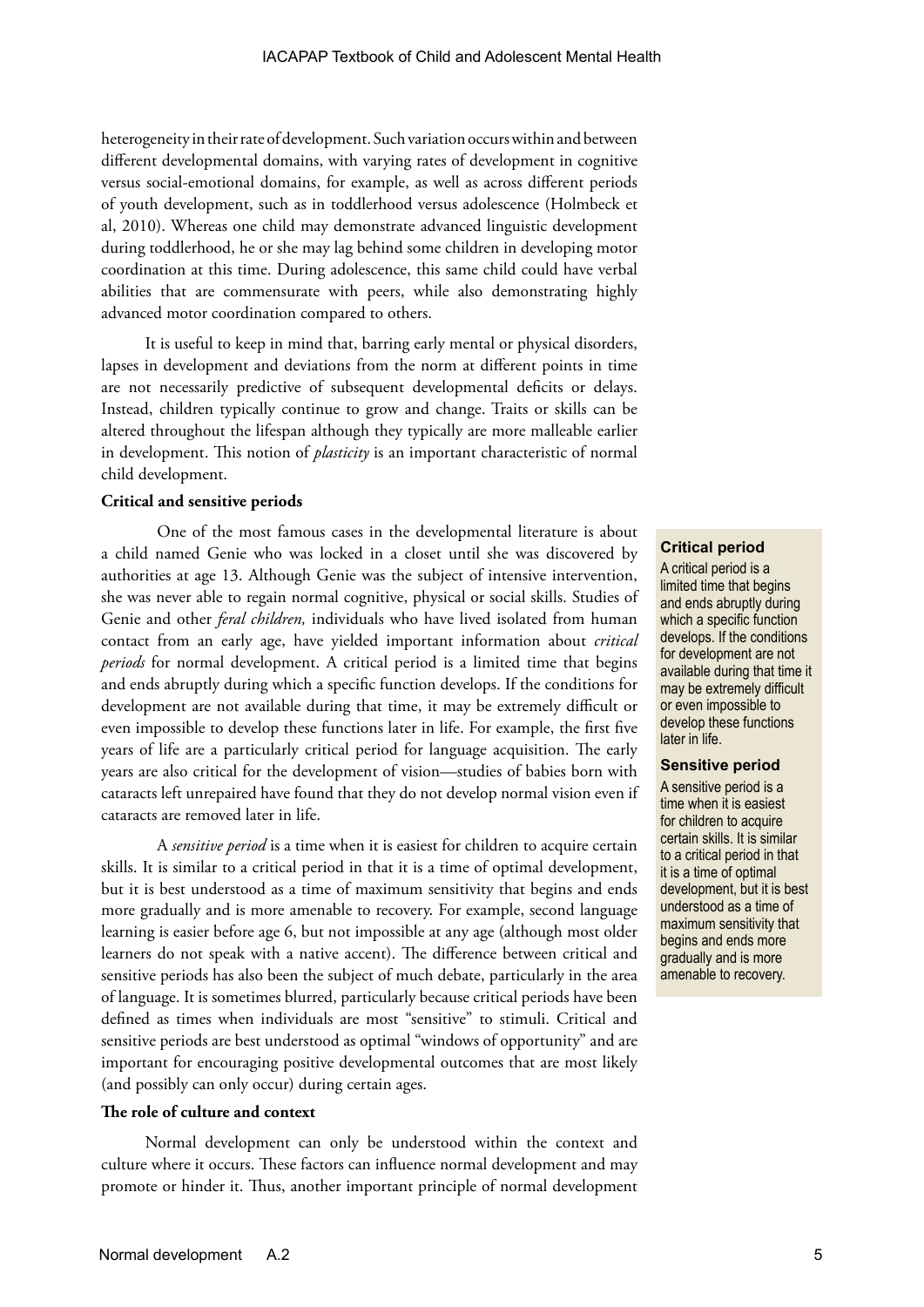heterogeneity in their rate of development. Such variation occurs within and between different developmental domains, with varying rates of development in cognitive versus social-emotional domains, for example, as well as across different periods of youth development, such as in toddlerhood versus adolescence (Holmbeck et al, 2010). Whereas one child may demonstrate advanced linguistic development during toddlerhood, he or she may lag behind some children in developing motor coordination at this time. During adolescence, this same child could have verbal abilities that are commensurate with peers, while also demonstrating highly advanced motor coordination compared to others.

It is useful to keep in mind that, barring early mental or physical disorders, lapses in development and deviations from the norm at different points in time are not necessarily predictive of subsequent developmental deficits or delays. Instead, children typically continue to grow and change. Traits or skills can be altered throughout the lifespan although they typically are more malleable earlier in development. This notion of *plasticity* is an important characteristic of normal child development.

**Critical and sensitive periods**

One of the most famous cases in the developmental literature is about a child named Genie who was locked in a closet until she was discovered by authorities at age 13. Although Genie was the subject of intensive intervention, she was never able to regain normal cognitive, physical or social skills. Studies of Genie and other *feral children,* individuals who have lived isolated from human contact from an early age, have yielded important information about *critical periods* for normal development. A critical period is a limited time that begins and ends abruptly during which a specific function develops. If the conditions for development are not available during that time, it may be extremely difficult or even impossible to develop these functions later in life. For example, the first five years of life are a particularly critical period for language acquisition. The early years are also critical for the development of vision—studies of babies born with cataracts left unrepaired have found that they do not develop normal vision even if cataracts are removed later in life.

A *sensitive period* is a time when it is easiest for children to acquire certain skills. It is similar to a critical period in that it is a time of optimal development, but it is best understood as a time of maximum sensitivity that begins and ends more gradually and is more amenable to recovery. For example, second language learning is easier before age 6, but not impossible at any age (although most older learners do not speak with a native accent). The difference between critical and sensitive periods has also been the subject of much debate, particularly in the area of language. It is sometimes blurred, particularly because critical periods have been defined as times when individuals are most "sensitive" to stimuli. Critical and sensitive periods are best understood as optimal "windows of opportunity" and are important for encouraging positive developmental outcomes that are most likely (and possibly can only occur) during certain ages.

> **Critical period**
>
> A critical period is a limited time that begins and ends abruptly during which a specific function develops. If the conditions for development are not available during that time it may be extremely difficult or even impossible to develop these functions later in life.
>
> **Sensitive period**
>
> A sensitive period is a time when it is easiest for children to acquire certain skills. It is similar to a critical period in that it is a time of optimal development, but it is best understood as a time of maximum sensitivity that begins and ends more gradually and is more amenable to recovery.

**The role of culture and context**

Normal development can only be understood within the context and culture where it occurs. These factors can influence normal development and may promote or hinder it. Thus, another important principle of normal development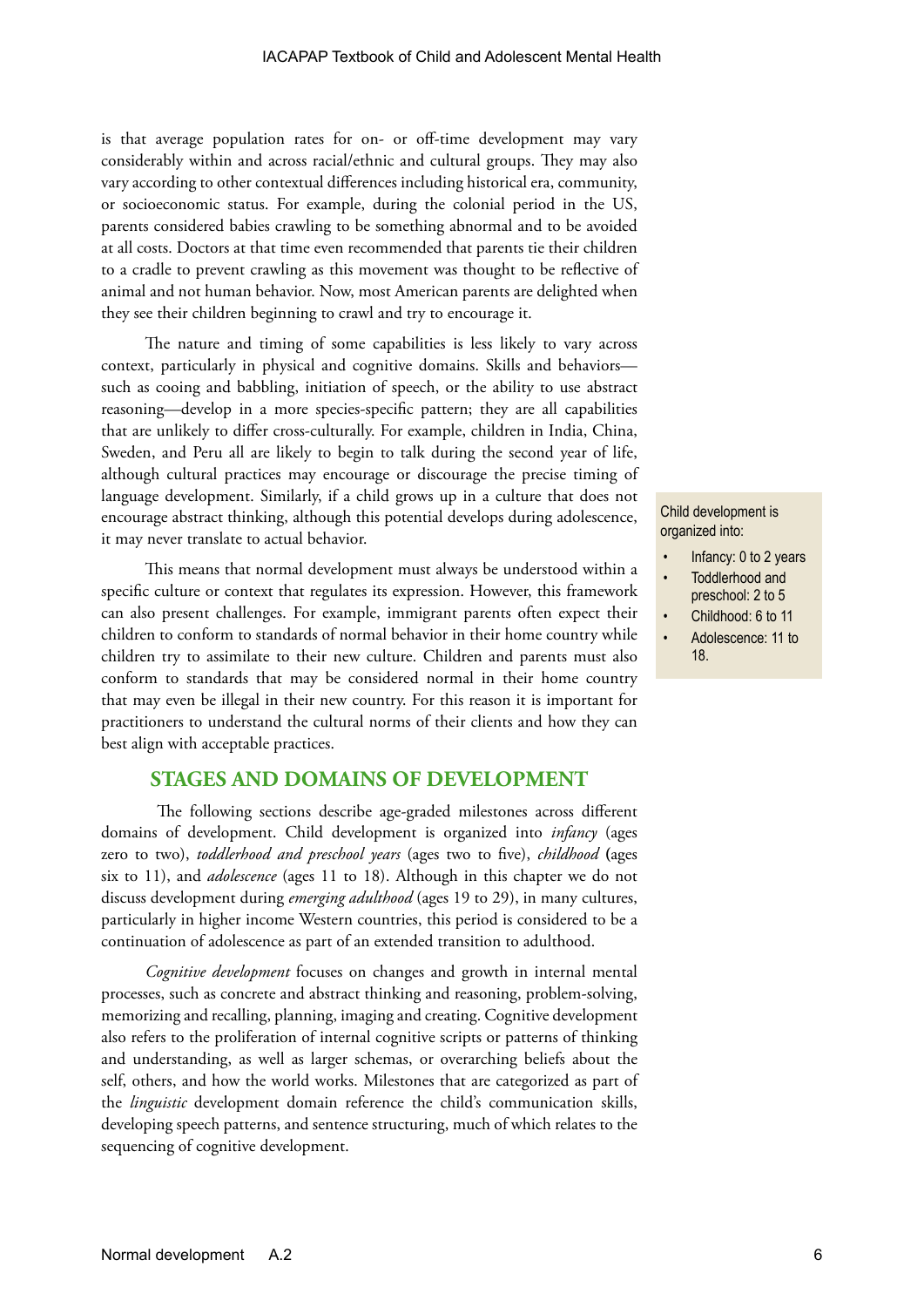is that average population rates for on- or off-time development may vary considerably within and across racial/ethnic and cultural groups. They may also vary according to other contextual differences including historical era, community, or socioeconomic status. For example, during the colonial period in the US, parents considered babies crawling to be something abnormal and to be avoided at all costs. Doctors at that time even recommended that parents tie their children to a cradle to prevent crawling as this movement was thought to be reflective of animal and not human behavior. Now, most American parents are delighted when they see their children beginning to crawl and try to encourage it.

The nature and timing of some capabilities is less likely to vary across context, particularly in physical and cognitive domains. Skills and behaviors—such as cooing and babbling, initiation of speech, or the ability to use abstract reasoning—develop in a more species-specific pattern; they are all capabilities that are unlikely to differ cross-culturally. For example, children in India, China, Sweden, and Peru all are likely to begin to talk during the second year of life, although cultural practices may encourage or discourage the precise timing of language development. Similarly, if a child grows up in a culture that does not encourage abstract thinking, although this potential develops during adolescence, it may never translate to actual behavior.

This means that normal development must always be understood within a specific culture or context that regulates its expression. However, this framework can also present challenges. For example, immigrant parents often expect their children to conform to standards of normal behavior in their home country while children try to assimilate to their new culture. Children and parents must also conform to standards that may be considered normal in their home country that may even be illegal in their new country. For this reason it is important for practitioners to understand the cultural norms of their clients and how they can best align with acceptable practices.

> Child development is organized into:
>
> - Infancy: 0 to 2 years
> - Toddlerhood and preschool: 2 to 5
> - Childhood: 6 to 11
> - Adolescence: 11 to 18.

## STAGES AND DOMAINS OF DEVELOPMENT

The following sections describe age-graded milestones across different domains of development. Child development is organized into *infancy* (ages zero to two), *toddlerhood and preschool years* (ages two to five), *childhood* (ages six to 11), and *adolescence* (ages 11 to 18). Although in this chapter we do not discuss development during *emerging adulthood* (ages 19 to 29), in many cultures, particularly in higher income Western countries, this period is considered to be a continuation of adolescence as part of an extended transition to adulthood.

*Cognitive development* focuses on changes and growth in internal mental processes, such as concrete and abstract thinking and reasoning, problem-solving, memorizing and recalling, planning, imaging and creating. Cognitive development also refers to the proliferation of internal cognitive scripts or patterns of thinking and understanding, as well as larger schemas, or overarching beliefs about the self, others, and how the world works. Milestones that are categorized as part of the *linguistic* development domain reference the child's communication skills, developing speech patterns, and sentence structuring, much of which relates to the sequencing of cognitive development.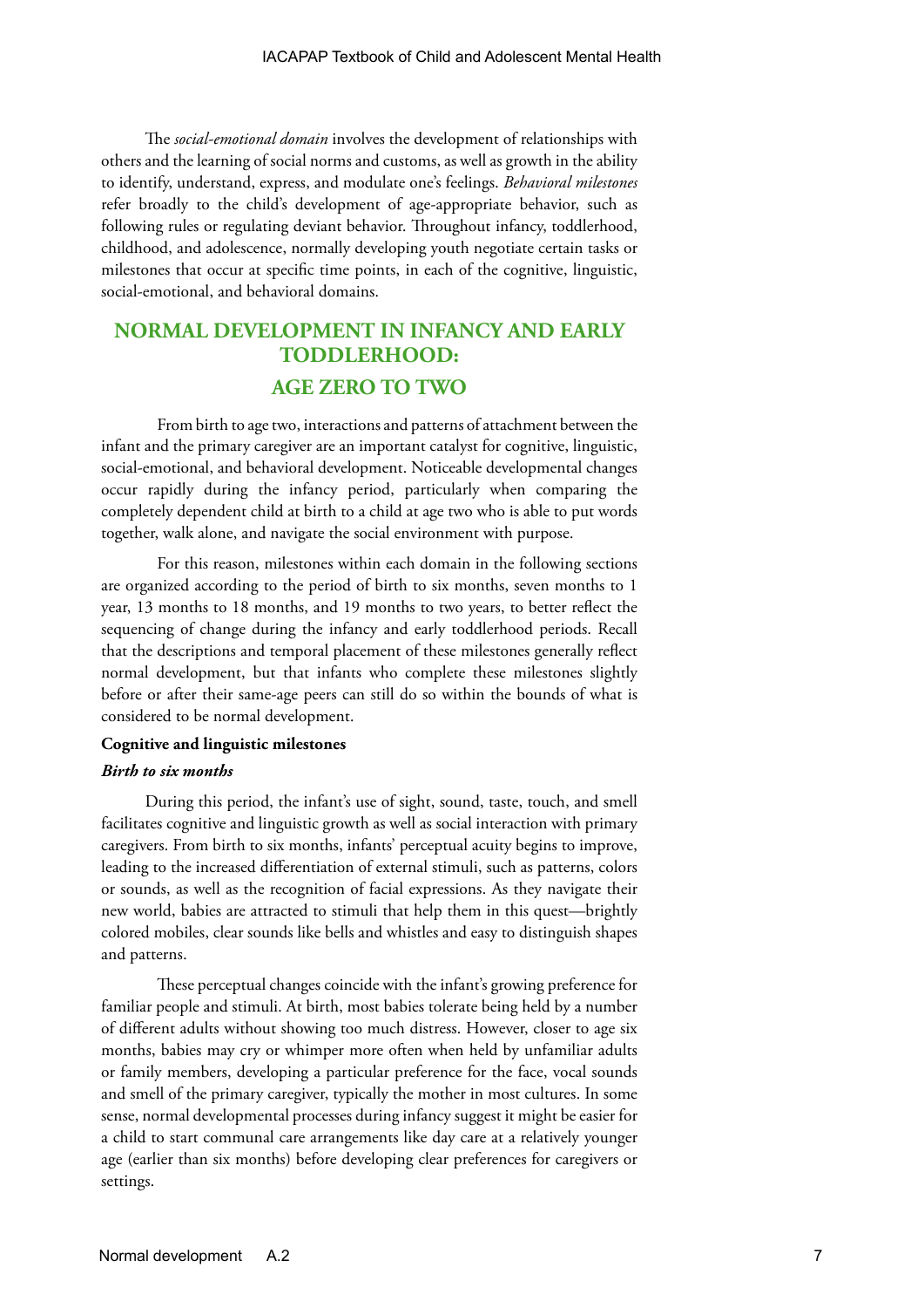The *social-emotional domain* involves the development of relationships with others and the learning of social norms and customs, as well as growth in the ability to identify, understand, express, and modulate one's feelings. *Behavioral milestones* refer broadly to the child's development of age-appropriate behavior, such as following rules or regulating deviant behavior. Throughout infancy, toddlerhood, childhood, and adolescence, normally developing youth negotiate certain tasks or milestones that occur at specific time points, in each of the cognitive, linguistic, social-emotional, and behavioral domains.

## NORMAL DEVELOPMENT IN INFANCY AND EARLY TODDLERHOOD: AGE ZERO TO TWO

From birth to age two, interactions and patterns of attachment between the infant and the primary caregiver are an important catalyst for cognitive, linguistic, social-emotional, and behavioral development. Noticeable developmental changes occur rapidly during the infancy period, particularly when comparing the completely dependent child at birth to a child at age two who is able to put words together, walk alone, and navigate the social environment with purpose.

For this reason, milestones within each domain in the following sections are organized according to the period of birth to six months, seven months to 1 year, 13 months to 18 months, and 19 months to two years, to better reflect the sequencing of change during the infancy and early toddlerhood periods. Recall that the descriptions and temporal placement of these milestones generally reflect normal development, but that infants who complete these milestones slightly before or after their same-age peers can still do so within the bounds of what is considered to be normal development.

### Cognitive and linguistic milestones

#### *Birth to six months*

During this period, the infant's use of sight, sound, taste, touch, and smell facilitates cognitive and linguistic growth as well as social interaction with primary caregivers. From birth to six months, infants' perceptual acuity begins to improve, leading to the increased differentiation of external stimuli, such as patterns, colors or sounds, as well as the recognition of facial expressions. As they navigate their new world, babies are attracted to stimuli that help them in this quest—brightly colored mobiles, clear sounds like bells and whistles and easy to distinguish shapes and patterns.

These perceptual changes coincide with the infant's growing preference for familiar people and stimuli. At birth, most babies tolerate being held by a number of different adults without showing too much distress. However, closer to age six months, babies may cry or whimper more often when held by unfamiliar adults or family members, developing a particular preference for the face, vocal sounds and smell of the primary caregiver, typically the mother in most cultures. In some sense, normal developmental processes during infancy suggest it might be easier for a child to start communal care arrangements like day care at a relatively younger age (earlier than six months) before developing clear preferences for caregivers or settings.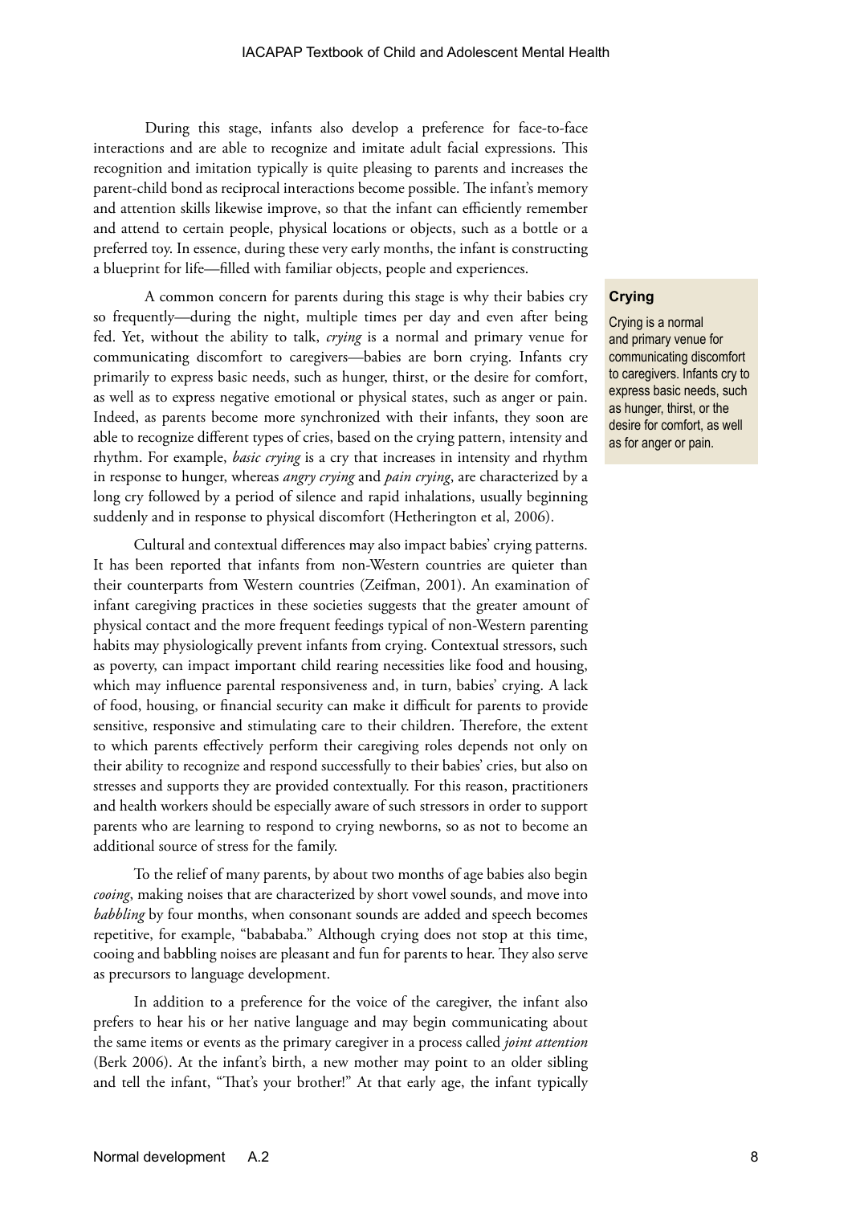During this stage, infants also develop a preference for face-to-face interactions and are able to recognize and imitate adult facial expressions. This recognition and imitation typically is quite pleasing to parents and increases the parent-child bond as reciprocal interactions become possible. The infant's memory and attention skills likewise improve, so that the infant can efficiently remember and attend to certain people, physical locations or objects, such as a bottle or a preferred toy. In essence, during these very early months, the infant is constructing a blueprint for life—filled with familiar objects, people and experiences.

A common concern for parents during this stage is why their babies cry so frequently—during the night, multiple times per day and even after being fed. Yet, without the ability to talk, *crying* is a normal and primary venue for communicating discomfort to caregivers—babies are born crying. Infants cry primarily to express basic needs, such as hunger, thirst, or the desire for comfort, as well as to express negative emotional or physical states, such as anger or pain. Indeed, as parents become more synchronized with their infants, they soon are able to recognize different types of cries, based on the crying pattern, intensity and rhythm. For example, *basic crying* is a cry that increases in intensity and rhythm in response to hunger, whereas *angry crying* and *pain crying*, are characterized by a long cry followed by a period of silence and rapid inhalations, usually beginning suddenly and in response to physical discomfort (Hetherington et al, 2006).

> **Crying**
>
> Crying is a normal and primary venue for communicating discomfort to caregivers. Infants cry to express basic needs, such as hunger, thirst, or the desire for comfort, as well as for anger or pain.

Cultural and contextual differences may also impact babies' crying patterns. It has been reported that infants from non-Western countries are quieter than their counterparts from Western countries (Zeifman, 2001). An examination of infant caregiving practices in these societies suggests that the greater amount of physical contact and the more frequent feedings typical of non-Western parenting habits may physiologically prevent infants from crying. Contextual stressors, such as poverty, can impact important child rearing necessities like food and housing, which may influence parental responsiveness and, in turn, babies' crying. A lack of food, housing, or financial security can make it difficult for parents to provide sensitive, responsive and stimulating care to their children. Therefore, the extent to which parents effectively perform their caregiving roles depends not only on their ability to recognize and respond successfully to their babies' cries, but also on stresses and supports they are provided contextually. For this reason, practitioners and health workers should be especially aware of such stressors in order to support parents who are learning to respond to crying newborns, so as not to become an additional source of stress for the family.

To the relief of many parents, by about two months of age babies also begin *cooing*, making noises that are characterized by short vowel sounds, and move into *babbling* by four months, when consonant sounds are added and speech becomes repetitive, for example, "babababa." Although crying does not stop at this time, cooing and babbling noises are pleasant and fun for parents to hear. They also serve as precursors to language development.

In addition to a preference for the voice of the caregiver, the infant also prefers to hear his or her native language and may begin communicating about the same items or events as the primary caregiver in a process called *joint attention* (Berk 2006). At the infant's birth, a new mother may point to an older sibling and tell the infant, "That's your brother!" At that early age, the infant typically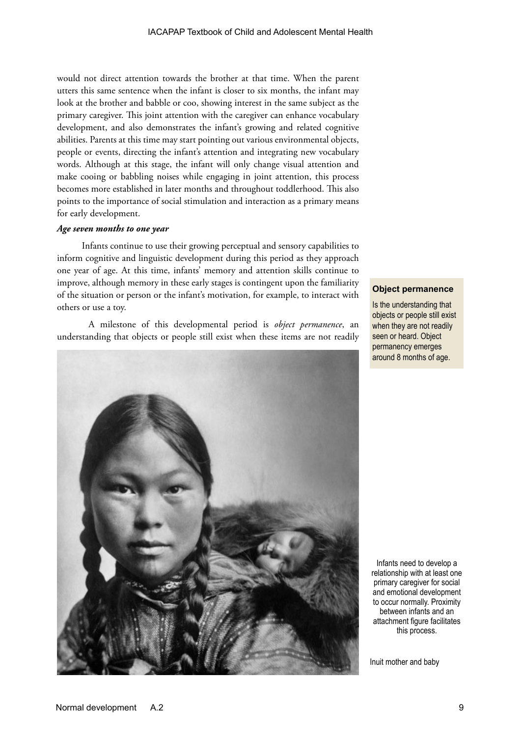would not direct attention towards the brother at that time. When the parent utters this same sentence when the infant is closer to six months, the infant may look at the brother and babble or coo, showing interest in the same subject as the primary caregiver. This joint attention with the caregiver can enhance vocabulary development, and also demonstrates the infant's growing and related cognitive abilities. Parents at this time may start pointing out various environmental objects, people or events, directing the infant's attention and integrating new vocabulary words. Although at this stage, the infant will only change visual attention and make cooing or babbling noises while engaging in joint attention, this process becomes more established in later months and throughout toddlerhood. This also points to the importance of social stimulation and interaction as a primary means for early development.

***Age seven months to one year***

Infants continue to use their growing perceptual and sensory capabilities to inform cognitive and linguistic development during this period as they approach one year of age. At this time, infants' memory and attention skills continue to improve, although memory in these early stages is contingent upon the familiarity of the situation or person or the infant's motivation, for example, to interact with others or use a toy.

A milestone of this developmental period is *object permanence*, an understanding that objects or people still exist when these items are not readily

**Object permanence**

Is the understanding that objects or people still exist when they are not readily seen or heard. Object permanency emerges around 8 months of age.

Infants need to develop a relationship with at least one primary caregiver for social and emotional development to occur normally. Proximity between infants and an attachment figure facilitates this process.

Inuit mother and baby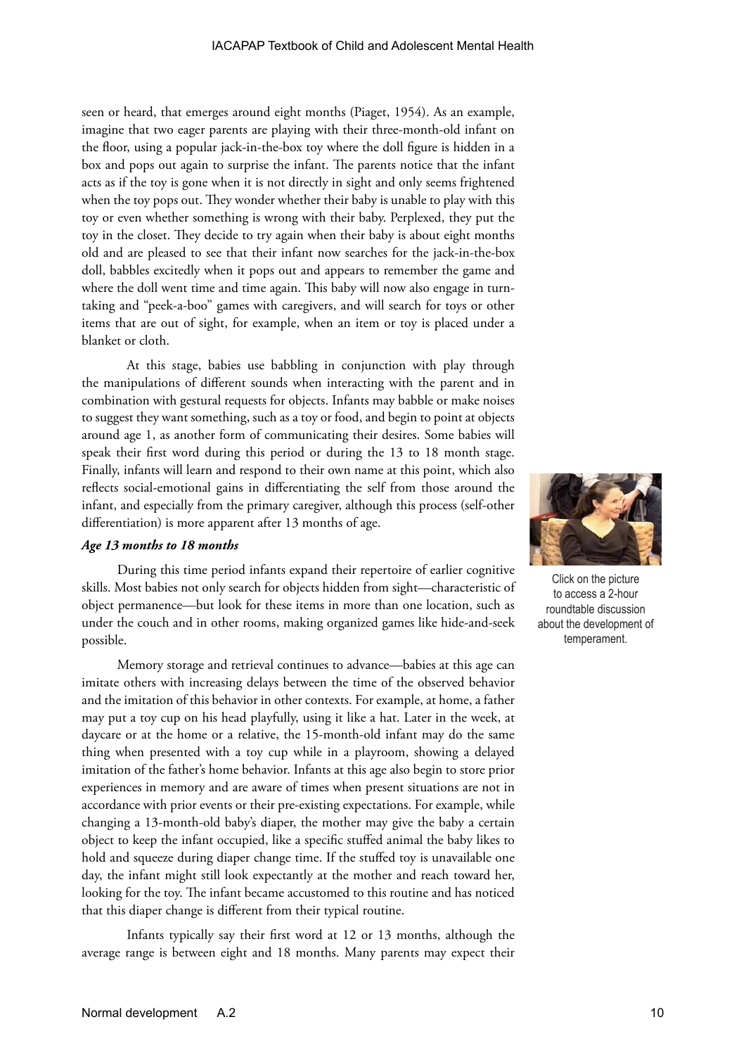seen or heard, that emerges around eight months (Piaget, 1954). As an example, imagine that two eager parents are playing with their three-month-old infant on the floor, using a popular jack-in-the-box toy where the doll figure is hidden in a box and pops out again to surprise the infant. The parents notice that the infant acts as if the toy is gone when it is not directly in sight and only seems frightened when the toy pops out. They wonder whether their baby is unable to play with this toy or even whether something is wrong with their baby. Perplexed, they put the toy in the closet. They decide to try again when their baby is about eight months old and are pleased to see that their infant now searches for the jack-in-the-box doll, babbles excitedly when it pops out and appears to remember the game and where the doll went time and time again. This baby will now also engage in turn-taking and "peek-a-boo" games with caregivers, and will search for toys or other items that are out of sight, for example, when an item or toy is placed under a blanket or cloth.

At this stage, babies use babbling in conjunction with play through the manipulations of different sounds when interacting with the parent and in combination with gestural requests for objects. Infants may babble or make noises to suggest they want something, such as a toy or food, and begin to point at objects around age 1, as another form of communicating their desires. Some babies will speak their first word during this period or during the 13 to 18 month stage. Finally, infants will learn and respond to their own name at this point, which also reflects social-emotional gains in differentiating the self from those around the infant, and especially from the primary caregiver, although this process (self-other differentiation) is more apparent after 13 months of age.

Click on the picture to access a 2-hour roundtable discussion about the development of temperament.

### *Age 13 months to 18 months*

During this time period infants expand their repertoire of earlier cognitive skills. Most babies not only search for objects hidden from sight—characteristic of object permanence—but look for these items in more than one location, such as under the couch and in other rooms, making organized games like hide-and-seek possible.

Memory storage and retrieval continues to advance—babies at this age can imitate others with increasing delays between the time of the observed behavior and the imitation of this behavior in other contexts. For example, at home, a father may put a toy cup on his head playfully, using it like a hat. Later in the week, at daycare or at the home or a relative, the 15-month-old infant may do the same thing when presented with a toy cup while in a playroom, showing a delayed imitation of the father's home behavior. Infants at this age also begin to store prior experiences in memory and are aware of times when present situations are not in accordance with prior events or their pre-existing expectations. For example, while changing a 13-month-old baby's diaper, the mother may give the baby a certain object to keep the infant occupied, like a specific stuffed animal the baby likes to hold and squeeze during diaper change time. If the stuffed toy is unavailable one day, the infant might still look expectantly at the mother and reach toward her, looking for the toy. The infant became accustomed to this routine and has noticed that this diaper change is different from their typical routine.

Infants typically say their first word at 12 or 13 months, although the average range is between eight and 18 months. Many parents may expect their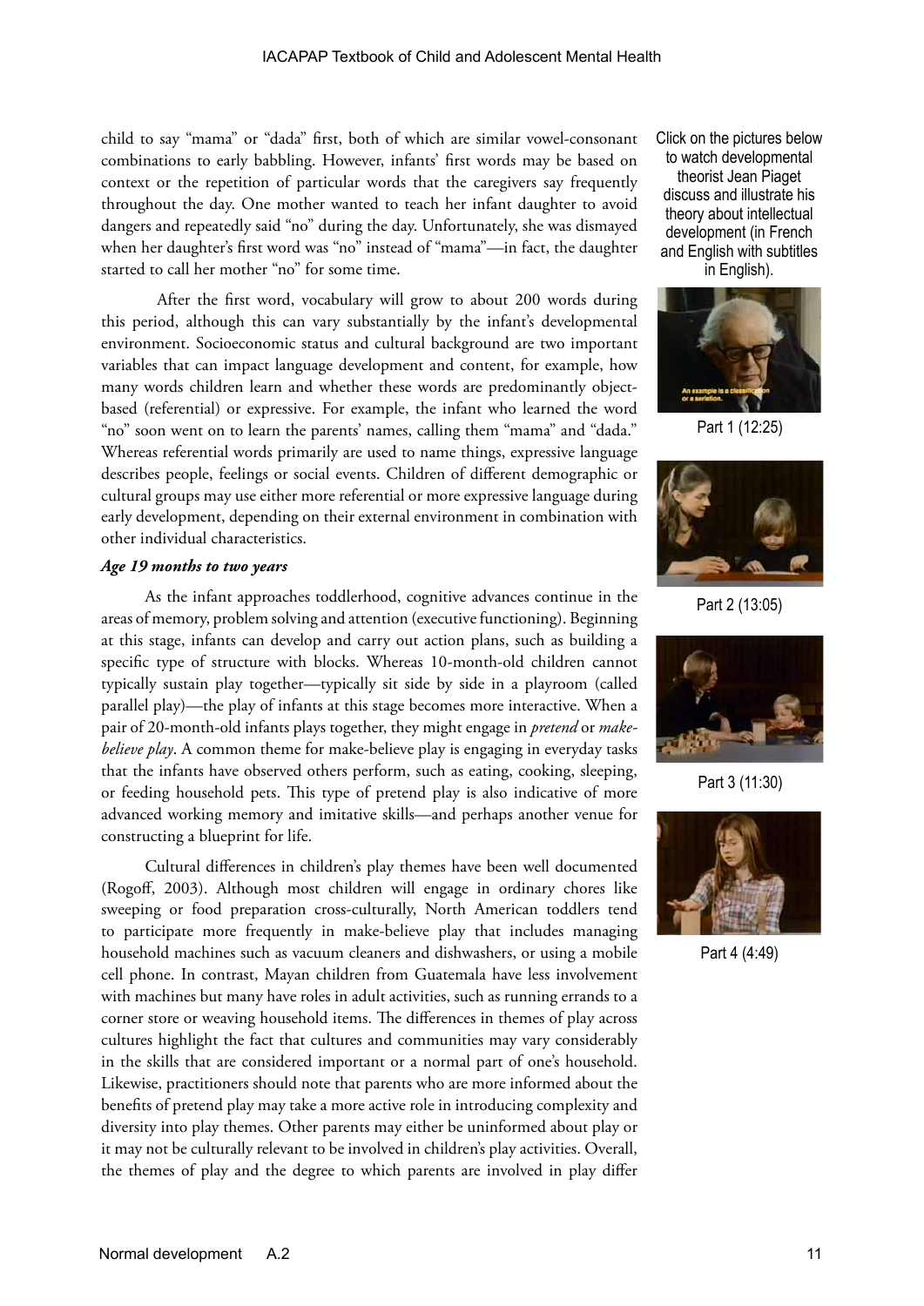child to say "mama" or "dada" first, both of which are similar vowel-consonant combinations to early babbling. However, infants' first words may be based on context or the repetition of particular words that the caregivers say frequently throughout the day. One mother wanted to teach her infant daughter to avoid dangers and repeatedly said "no" during the day. Unfortunately, she was dismayed when her daughter's first word was "no" instead of "mama"—in fact, the daughter started to call her mother "no" for some time.

After the first word, vocabulary will grow to about 200 words during this period, although this can vary substantially by the infant's developmental environment. Socioeconomic status and cultural background are two important variables that can impact language development and content, for example, how many words children learn and whether these words are predominantly object-based (referential) or expressive. For example, the infant who learned the word "no" soon went on to learn the parents' names, calling them "mama" and "dada." Whereas referential words primarily are used to name things, expressive language describes people, feelings or social events. Children of different demographic or cultural groups may use either more referential or more expressive language during early development, depending on their external environment in combination with other individual characteristics.

### *Age 19 months to two years*

As the infant approaches toddlerhood, cognitive advances continue in the areas of memory, problem solving and attention (executive functioning). Beginning at this stage, infants can develop and carry out action plans, such as building a specific type of structure with blocks. Whereas 10-month-old children cannot typically sustain play together—typically sit side by side in a playroom (called parallel play)—the play of infants at this stage becomes more interactive. When a pair of 20-month-old infants plays together, they might engage in *pretend* or *make-believe play*. A common theme for make-believe play is engaging in everyday tasks that the infants have observed others perform, such as eating, cooking, sleeping, or feeding household pets. This type of pretend play is also indicative of more advanced working memory and imitative skills—and perhaps another venue for constructing a blueprint for life.

Cultural differences in children's play themes have been well documented (Rogoff, 2003). Although most children will engage in ordinary chores like sweeping or food preparation cross-culturally, North American toddlers tend to participate more frequently in make-believe play that includes managing household machines such as vacuum cleaners and dishwashers, or using a mobile cell phone. In contrast, Mayan children from Guatemala have less involvement with machines but many have roles in adult activities, such as running errands to a corner store or weaving household items. The differences in themes of play across cultures highlight the fact that cultures and communities may vary considerably in the skills that are considered important or a normal part of one's household. Likewise, practitioners should note that parents who are more informed about the benefits of pretend play may take a more active role in introducing complexity and diversity into play themes. Other parents may either be uninformed about play or it may not be culturally relevant to be involved in children's play activities. Overall, the themes of play and the degree to which parents are involved in play differ

Click on the pictures below to watch developmental theorist Jean Piaget discuss and illustrate his theory about intellectual development (in French and English with subtitles in English).

Part 1 (12:25)

Part 2 (13:05)

Part 3 (11:30)

Part 4 (4:49)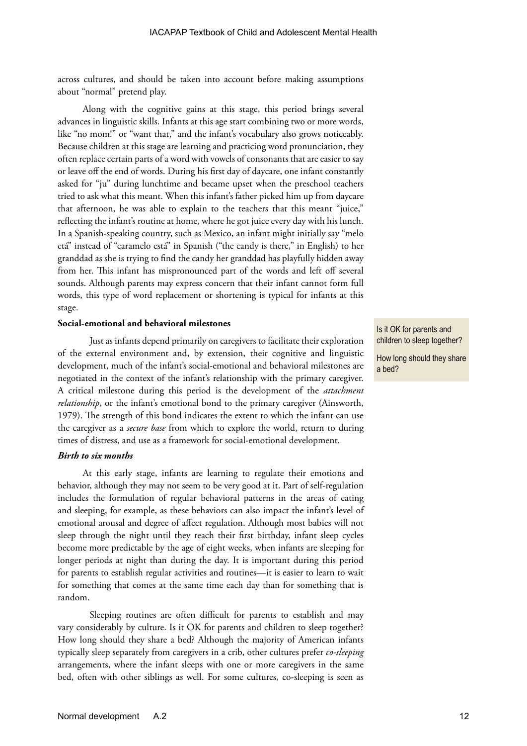across cultures, and should be taken into account before making assumptions about "normal" pretend play.

Along with the cognitive gains at this stage, this period brings several advances in linguistic skills. Infants at this age start combining two or more words, like "no mom!" or "want that," and the infant's vocabulary also grows noticeably. Because children at this stage are learning and practicing word pronunciation, they often replace certain parts of a word with vowels of consonants that are easier to say or leave off the end of words. During his first day of daycare, one infant constantly asked for "ju" during lunchtime and became upset when the preschool teachers tried to ask what this meant. When this infant's father picked him up from daycare that afternoon, he was able to explain to the teachers that this meant "juice," reflecting the infant's routine at home, where he got juice every day with his lunch. In a Spanish-speaking country, such as Mexico, an infant might initially say "melo etá" instead of "caramelo está" in Spanish ("the candy is there," in English) to her granddad as she is trying to find the candy her granddad has playfully hidden away from her. This infant has mispronounced part of the words and left off several sounds. Although parents may express concern that their infant cannot form full words, this type of word replacement or shortening is typical for infants at this stage.

**Social-emotional and behavioral milestones**

Just as infants depend primarily on caregivers to facilitate their exploration of the external environment and, by extension, their cognitive and linguistic development, much of the infant's social-emotional and behavioral milestones are negotiated in the context of the infant's relationship with the primary caregiver. A critical milestone during this period is the development of the *attachment relationship*, or the infant's emotional bond to the primary caregiver (Ainsworth, 1979). The strength of this bond indicates the extent to which the infant can use the caregiver as a *secure base* from which to explore the world, return to during times of distress, and use as a framework for social-emotional development.

> Is it OK for parents and children to sleep together?
>
> How long should they share a bed?

***Birth to six months***

At this early stage, infants are learning to regulate their emotions and behavior, although they may not seem to be very good at it. Part of self-regulation includes the formulation of regular behavioral patterns in the areas of eating and sleeping, for example, as these behaviors can also impact the infant's level of emotional arousal and degree of affect regulation. Although most babies will not sleep through the night until they reach their first birthday, infant sleep cycles become more predictable by the age of eight weeks, when infants are sleeping for longer periods at night than during the day. It is important during this period for parents to establish regular activities and routines—it is easier to learn to wait for something that comes at the same time each day than for something that is random.

Sleeping routines are often difficult for parents to establish and may vary considerably by culture. Is it OK for parents and children to sleep together? How long should they share a bed? Although the majority of American infants typically sleep separately from caregivers in a crib, other cultures prefer *co-sleeping* arrangements, where the infant sleeps with one or more caregivers in the same bed, often with other siblings as well. For some cultures, co-sleeping is seen as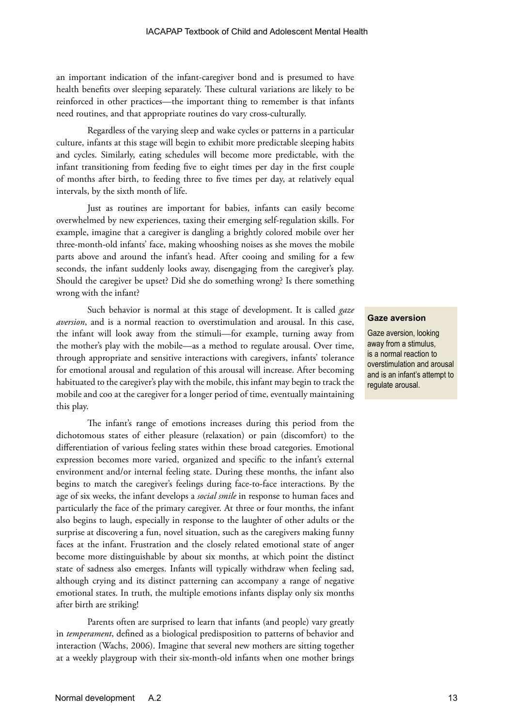an important indication of the infant-caregiver bond and is presumed to have health benefits over sleeping separately. These cultural variations are likely to be reinforced in other practices—the important thing to remember is that infants need routines, and that appropriate routines do vary cross-culturally.

Regardless of the varying sleep and wake cycles or patterns in a particular culture, infants at this stage will begin to exhibit more predictable sleeping habits and cycles. Similarly, eating schedules will become more predictable, with the infant transitioning from feeding five to eight times per day in the first couple of months after birth, to feeding three to five times per day, at relatively equal intervals, by the sixth month of life.

Just as routines are important for babies, infants can easily become overwhelmed by new experiences, taxing their emerging self-regulation skills. For example, imagine that a caregiver is dangling a brightly colored mobile over her three-month-old infants' face, making whooshing noises as she moves the mobile parts above and around the infant's head. After cooing and smiling for a few seconds, the infant suddenly looks away, disengaging from the caregiver's play. Should the caregiver be upset? Did she do something wrong? Is there something wrong with the infant?

Such behavior is normal at this stage of development. It is called *gaze aversion*, and is a normal reaction to overstimulation and arousal. In this case, the infant will look away from the stimuli—for example, turning away from the mother's play with the mobile—as a method to regulate arousal. Over time, through appropriate and sensitive interactions with caregivers, infants' tolerance for emotional arousal and regulation of this arousal will increase. After becoming habituated to the caregiver's play with the mobile, this infant may begin to track the mobile and coo at the caregiver for a longer period of time, eventually maintaining this play.

> **Gaze aversion**
>
> Gaze aversion, looking away from a stimulus, is a normal reaction to overstimulation and arousal and is an infant's attempt to regulate arousal.

The infant's range of emotions increases during this period from the dichotomous states of either pleasure (relaxation) or pain (discomfort) to the differentiation of various feeling states within these broad categories. Emotional expression becomes more varied, organized and specific to the infant's external environment and/or internal feeling state. During these months, the infant also begins to match the caregiver's feelings during face-to-face interactions. By the age of six weeks, the infant develops a *social smile* in response to human faces and particularly the face of the primary caregiver. At three or four months, the infant also begins to laugh, especially in response to the laughter of other adults or the surprise at discovering a fun, novel situation, such as the caregivers making funny faces at the infant. Frustration and the closely related emotional state of anger become more distinguishable by about six months, at which point the distinct state of sadness also emerges. Infants will typically withdraw when feeling sad, although crying and its distinct patterning can accompany a range of negative emotional states. In truth, the multiple emotions infants display only six months after birth are striking!

Parents often are surprised to learn that infants (and people) vary greatly in *temperament*, defined as a biological predisposition to patterns of behavior and interaction (Wachs, 2006). Imagine that several new mothers are sitting together at a weekly playgroup with their six-month-old infants when one mother brings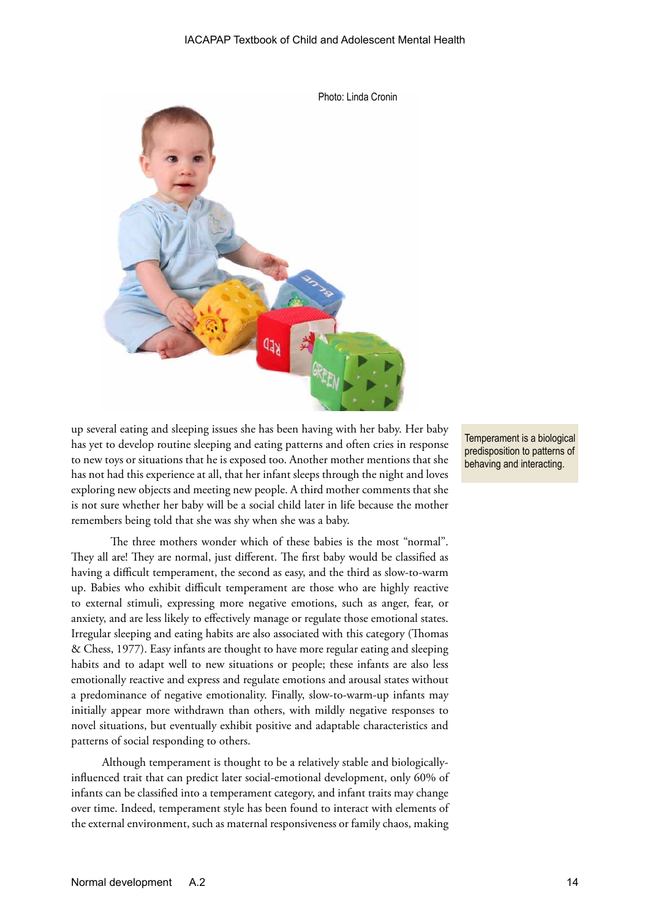Photo: Linda Cronin

up several eating and sleeping issues she has been having with her baby. Her baby has yet to develop routine sleeping and eating patterns and often cries in response to new toys or situations that he is exposed too. Another mother mentions that she has not had this experience at all, that her infant sleeps through the night and loves exploring new objects and meeting new people. A third mother comments that she is not sure whether her baby will be a social child later in life because the mother remembers being told that she was shy when she was a baby.

Temperament is a biological predisposition to patterns of behaving and interacting.

The three mothers wonder which of these babies is the most "normal". They all are! They are normal, just different. The first baby would be classified as having a difficult temperament, the second as easy, and the third as slow-to-warm up. Babies who exhibit difficult temperament are those who are highly reactive to external stimuli, expressing more negative emotions, such as anger, fear, or anxiety, and are less likely to effectively manage or regulate those emotional states. Irregular sleeping and eating habits are also associated with this category (Thomas & Chess, 1977). Easy infants are thought to have more regular eating and sleeping habits and to adapt well to new situations or people; these infants are also less emotionally reactive and express and regulate emotions and arousal states without a predominance of negative emotionality. Finally, slow-to-warm-up infants may initially appear more withdrawn than others, with mildly negative responses to novel situations, but eventually exhibit positive and adaptable characteristics and patterns of social responding to others.

Although temperament is thought to be a relatively stable and biologically-influenced trait that can predict later social-emotional development, only 60% of infants can be classified into a temperament category, and infant traits may change over time. Indeed, temperament style has been found to interact with elements of the external environment, such as maternal responsiveness or family chaos, making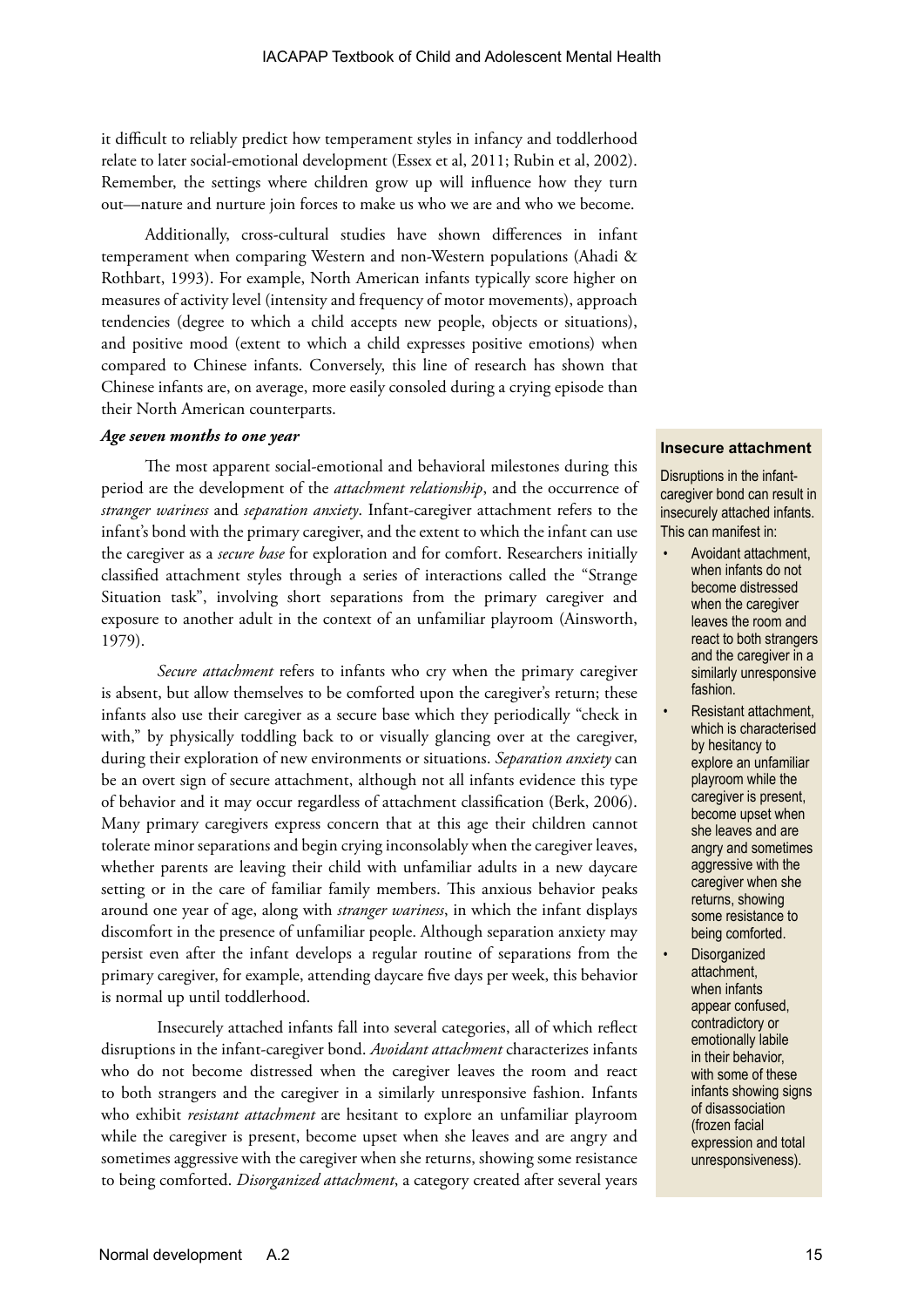it difficult to reliably predict how temperament styles in infancy and toddlerhood relate to later social-emotional development (Essex et al, 2011; Rubin et al, 2002). Remember, the settings where children grow up will influence how they turn out—nature and nurture join forces to make us who we are and who we become.

Additionally, cross-cultural studies have shown differences in infant temperament when comparing Western and non-Western populations (Ahadi & Rothbart, 1993). For example, North American infants typically score higher on measures of activity level (intensity and frequency of motor movements), approach tendencies (degree to which a child accepts new people, objects or situations), and positive mood (extent to which a child expresses positive emotions) when compared to Chinese infants. Conversely, this line of research has shown that Chinese infants are, on average, more easily consoled during a crying episode than their North American counterparts.

***Age seven months to one year***

The most apparent social-emotional and behavioral milestones during this period are the development of the *attachment relationship*, and the occurrence of *stranger wariness* and *separation anxiety*. Infant-caregiver attachment refers to the infant's bond with the primary caregiver, and the extent to which the infant can use the caregiver as a *secure base* for exploration and for comfort. Researchers initially classified attachment styles through a series of interactions called the "Strange Situation task", involving short separations from the primary caregiver and exposure to another adult in the context of an unfamiliar playroom (Ainsworth, 1979).

*Secure attachment* refers to infants who cry when the primary caregiver is absent, but allow themselves to be comforted upon the caregiver's return; these infants also use their caregiver as a secure base which they periodically "check in with," by physically toddling back to or visually glancing over at the caregiver, during their exploration of new environments or situations. *Separation anxiety* can be an overt sign of secure attachment, although not all infants evidence this type of behavior and it may occur regardless of attachment classification (Berk, 2006). Many primary caregivers express concern that at this age their children cannot tolerate minor separations and begin crying inconsolably when the caregiver leaves, whether parents are leaving their child with unfamiliar adults in a new daycare setting or in the care of familiar family members. This anxious behavior peaks around one year of age, along with *stranger wariness*, in which the infant displays discomfort in the presence of unfamiliar people. Although separation anxiety may persist even after the infant develops a regular routine of separations from the primary caregiver, for example, attending daycare five days per week, this behavior is normal up until toddlerhood.

Insecurely attached infants fall into several categories, all of which reflect disruptions in the infant-caregiver bond. *Avoidant attachment* characterizes infants who do not become distressed when the caregiver leaves the room and react to both strangers and the caregiver in a similarly unresponsive fashion. Infants who exhibit *resistant attachment* are hesitant to explore an unfamiliar playroom while the caregiver is present, become upset when she leaves and are angry and sometimes aggressive with the caregiver when she returns, showing some resistance to being comforted. *Disorganized attachment*, a category created after several years

**Insecure attachment**

Disruptions in the infant-caregiver bond can result in insecurely attached infants. This can manifest in:

- Avoidant attachment, when infants do not become distressed when the caregiver leaves the room and react to both strangers and the caregiver in a similarly unresponsive fashion.
- Resistant attachment, which is characterised by hesitancy to explore an unfamiliar playroom while the caregiver is present, become upset when she leaves and are angry and sometimes aggressive with the caregiver when she returns, showing some resistance to being comforted.
- Disorganized attachment, when infants appear confused, contradictory or emotionally labile in their behavior, with some of these infants showing signs of disassociation (frozen facial expression and total unresponsiveness).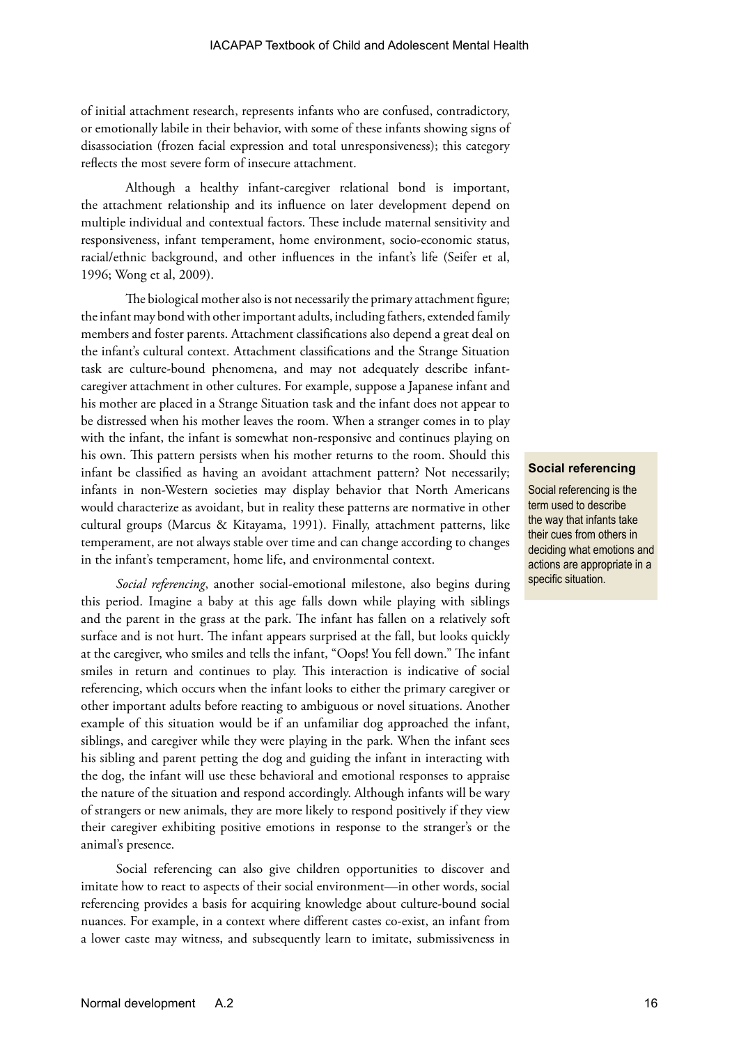of initial attachment research, represents infants who are confused, contradictory, or emotionally labile in their behavior, with some of these infants showing signs of disassociation (frozen facial expression and total unresponsiveness); this category reflects the most severe form of insecure attachment.

Although a healthy infant-caregiver relational bond is important, the attachment relationship and its influence on later development depend on multiple individual and contextual factors. These include maternal sensitivity and responsiveness, infant temperament, home environment, socio-economic status, racial/ethnic background, and other influences in the infant's life (Seifer et al, 1996; Wong et al, 2009).

The biological mother also is not necessarily the primary attachment figure; the infant may bond with other important adults, including fathers, extended family members and foster parents. Attachment classifications also depend a great deal on the infant's cultural context. Attachment classifications and the Strange Situation task are culture-bound phenomena, and may not adequately describe infant-caregiver attachment in other cultures. For example, suppose a Japanese infant and his mother are placed in a Strange Situation task and the infant does not appear to be distressed when his mother leaves the room. When a stranger comes in to play with the infant, the infant is somewhat non-responsive and continues playing on his own. This pattern persists when his mother returns to the room. Should this infant be classified as having an avoidant attachment pattern? Not necessarily; infants in non-Western societies may display behavior that North Americans would characterize as avoidant, but in reality these patterns are normative in other cultural groups (Marcus & Kitayama, 1991). Finally, attachment patterns, like temperament, are not always stable over time and can change according to changes in the infant's temperament, home life, and environmental context.

*Social referencing*, another social-emotional milestone, also begins during this period. Imagine a baby at this age falls down while playing with siblings and the parent in the grass at the park. The infant has fallen on a relatively soft surface and is not hurt. The infant appears surprised at the fall, but looks quickly at the caregiver, who smiles and tells the infant, "Oops! You fell down." The infant smiles in return and continues to play. This interaction is indicative of social referencing, which occurs when the infant looks to either the primary caregiver or other important adults before reacting to ambiguous or novel situations. Another example of this situation would be if an unfamiliar dog approached the infant, siblings, and caregiver while they were playing in the park. When the infant sees his sibling and parent petting the dog and guiding the infant in interacting with the dog, the infant will use these behavioral and emotional responses to appraise the nature of the situation and respond accordingly. Although infants will be wary of strangers or new animals, they are more likely to respond positively if they view their caregiver exhibiting positive emotions in response to the stranger's or the animal's presence.

> **Social referencing**
>
> Social referencing is the term used to describe the way that infants take their cues from others in deciding what emotions and actions are appropriate in a specific situation.

Social referencing can also give children opportunities to discover and imitate how to react to aspects of their social environment—in other words, social referencing provides a basis for acquiring knowledge about culture-bound social nuances. For example, in a context where different castes co-exist, an infant from a lower caste may witness, and subsequently learn to imitate, submissiveness in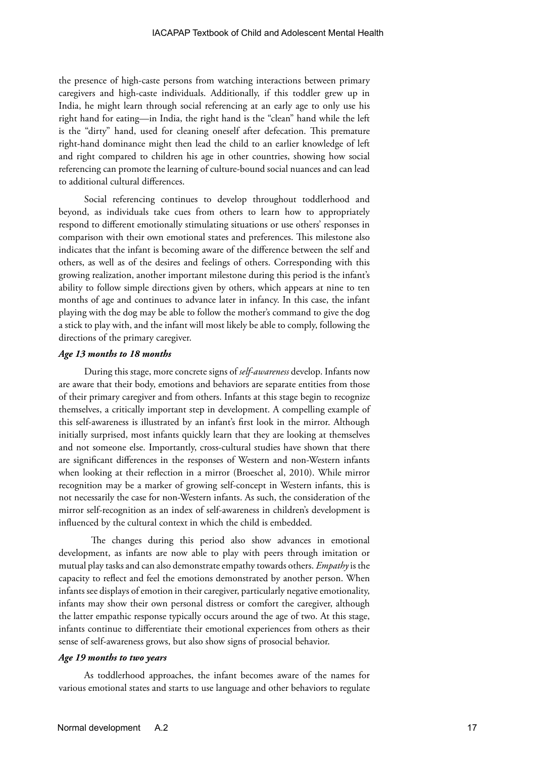the presence of high-caste persons from watching interactions between primary caregivers and high-caste individuals. Additionally, if this toddler grew up in India, he might learn through social referencing at an early age to only use his right hand for eating—in India, the right hand is the "clean" hand while the left is the "dirty" hand, used for cleaning oneself after defecation. This premature right-hand dominance might then lead the child to an earlier knowledge of left and right compared to children his age in other countries, showing how social referencing can promote the learning of culture-bound social nuances and can lead to additional cultural differences.

Social referencing continues to develop throughout toddlerhood and beyond, as individuals take cues from others to learn how to appropriately respond to different emotionally stimulating situations or use others' responses in comparison with their own emotional states and preferences. This milestone also indicates that the infant is becoming aware of the difference between the self and others, as well as of the desires and feelings of others. Corresponding with this growing realization, another important milestone during this period is the infant's ability to follow simple directions given by others, which appears at nine to ten months of age and continues to advance later in infancy. In this case, the infant playing with the dog may be able to follow the mother's command to give the dog a stick to play with, and the infant will most likely be able to comply, following the directions of the primary caregiver.

***Age 13 months to 18 months***

During this stage, more concrete signs of *self-awareness* develop. Infants now are aware that their body, emotions and behaviors are separate entities from those of their primary caregiver and from others. Infants at this stage begin to recognize themselves, a critically important step in development. A compelling example of this self-awareness is illustrated by an infant's first look in the mirror. Although initially surprised, most infants quickly learn that they are looking at themselves and not someone else. Importantly, cross-cultural studies have shown that there are significant differences in the responses of Western and non-Western infants when looking at their reflection in a mirror (Broeschet al, 2010). While mirror recognition may be a marker of growing self-concept in Western infants, this is not necessarily the case for non-Western infants. As such, the consideration of the mirror self-recognition as an index of self-awareness in children's development is influenced by the cultural context in which the child is embedded.

The changes during this period also show advances in emotional development, as infants are now able to play with peers through imitation or mutual play tasks and can also demonstrate empathy towards others. *Empathy* is the capacity to reflect and feel the emotions demonstrated by another person. When infants see displays of emotion in their caregiver, particularly negative emotionality, infants may show their own personal distress or comfort the caregiver, although the latter empathic response typically occurs around the age of two. At this stage, infants continue to differentiate their emotional experiences from others as their sense of self-awareness grows, but also show signs of prosocial behavior.

***Age 19 months to two years***

As toddlerhood approaches, the infant becomes aware of the names for various emotional states and starts to use language and other behaviors to regulate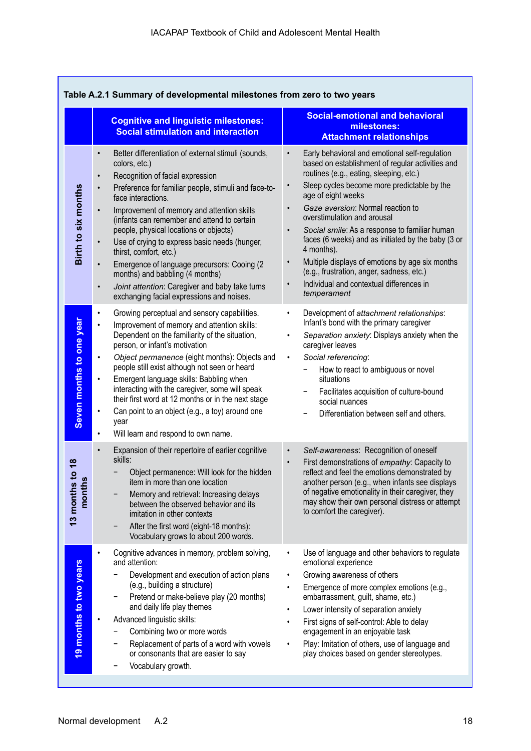**Table A.2.1 Summary of developmental milestones from zero to two years**

| | Cognitive and linguistic milestones: Social stimulation and interaction | Social-emotional and behavioral milestones: Attachment relationships |
|---|---|---|
| **Birth to six months** | • Better differentiation of external stimuli (sounds, colors, etc.)<br>• Recognition of facial expression<br>• Preference for familiar people, stimuli and face-to-face interactions.<br>• Improvement of memory and attention skills (infants can remember and attend to certain people, physical locations or objects)<br>• Use of crying to express basic needs (hunger, thirst, comfort, etc.)<br>• Emergence of language precursors: Cooing (2 months) and babbling (4 months)<br>• *Joint attention*: Caregiver and baby take turns exchanging facial expressions and noises. | • Early behavioral and emotional self-regulation based on establishment of regular activities and routines (e.g., eating, sleeping, etc.)<br>• Sleep cycles become more predictable by the age of eight weeks<br>• *Gaze aversion*: Normal reaction to overstimulation and arousal<br>• *Social smile*: As a response to familiar human faces (6 weeks) and as initiated by the baby (3 or 4 months).<br>• Multiple displays of emotions by age six months (e.g., frustration, anger, sadness, etc.)<br>• Individual and contextual differences in *temperament* |
| **Seven months to one year** | • Growing perceptual and sensory capabilities.<br>• Improvement of memory and attention skills: Dependent on the familiarity of the situation, person, or infant's motivation<br>• *Object permanence* (eight months): Objects and people still exist although not seen or heard<br>• Emergent language skills: Babbling when interacting with the caregiver, some will speak their first word at 12 months or in the next stage<br>• Can point to an object (e.g., a toy) around one year<br>• Will learn and respond to own name. | • Development of *attachment relationships*: Infant's bond with the primary caregiver<br>• *Separation anxiety*: Displays anxiety when the caregiver leaves<br>• *Social referencing*:<br>&nbsp;&nbsp;– How to react to ambiguous or novel situations<br>&nbsp;&nbsp;– Facilitates acquisition of culture-bound social nuances<br>&nbsp;&nbsp;– Differentiation between self and others. |
| **13 months to 18 months** | • Expansion of their repertoire of earlier cognitive skills:<br>&nbsp;&nbsp;– Object permanence: Will look for the hidden item in more than one location<br>&nbsp;&nbsp;– Memory and retrieval: Increasing delays between the observed behavior and its imitation in other contexts<br>&nbsp;&nbsp;– After the first word (eight-18 months): Vocabulary grows to about 200 words. | • *Self-awareness*: Recognition of oneself<br>• First demonstrations of *empathy*: Capacity to reflect and feel the emotions demonstrated by another person (e.g., when infants see displays of negative emotionality in their caregiver, they may show their own personal distress or attempt to comfort the caregiver). |
| **19 months to two years** | • Cognitive advances in memory, problem solving, and attention:<br>&nbsp;&nbsp;– Development and execution of action plans (e.g., building a structure)<br>&nbsp;&nbsp;– Pretend or make-believe play (20 months) and daily life play themes<br>• Advanced linguistic skills:<br>&nbsp;&nbsp;– Combining two or more words<br>&nbsp;&nbsp;– Replacement of parts of a word with vowels or consonants that are easier to say<br>&nbsp;&nbsp;– Vocabulary growth. | • Use of language and other behaviors to regulate emotional experience<br>• Growing awareness of others<br>• Emergence of more complex emotions (e.g., embarrassment, guilt, shame, etc.)<br>• Lower intensity of separation anxiety<br>• First signs of self-control: Able to delay engagement in an enjoyable task<br>• Play: Imitation of others, use of language and play choices based on gender stereotypes. |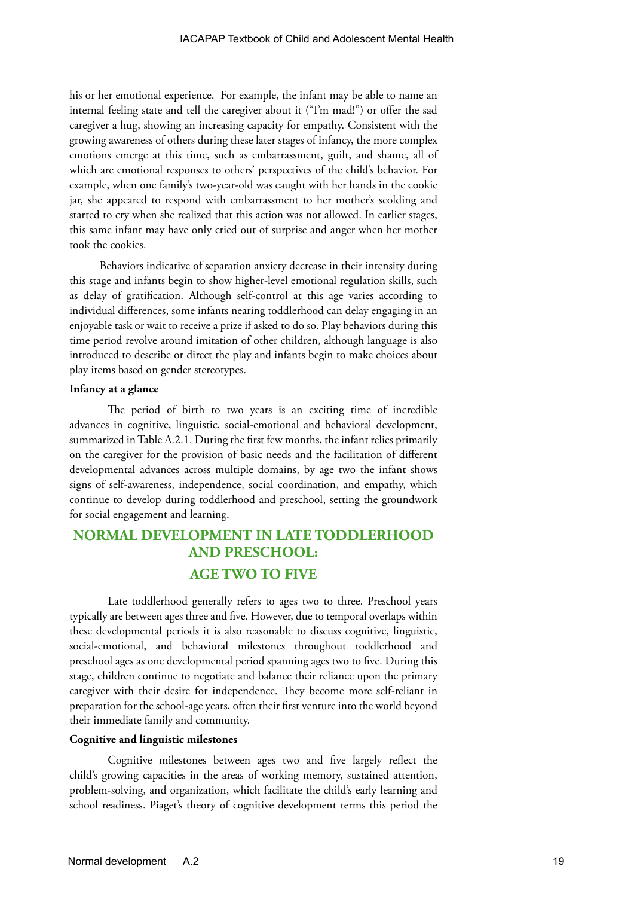his or her emotional experience. For example, the infant may be able to name an internal feeling state and tell the caregiver about it ("I'm mad!") or offer the sad caregiver a hug, showing an increasing capacity for empathy. Consistent with the growing awareness of others during these later stages of infancy, the more complex emotions emerge at this time, such as embarrassment, guilt, and shame, all of which are emotional responses to others' perspectives of the child's behavior. For example, when one family's two-year-old was caught with her hands in the cookie jar, she appeared to respond with embarrassment to her mother's scolding and started to cry when she realized that this action was not allowed. In earlier stages, this same infant may have only cried out of surprise and anger when her mother took the cookies.

Behaviors indicative of separation anxiety decrease in their intensity during this stage and infants begin to show higher-level emotional regulation skills, such as delay of gratification. Although self-control at this age varies according to individual differences, some infants nearing toddlerhood can delay engaging in an enjoyable task or wait to receive a prize if asked to do so. Play behaviors during this time period revolve around imitation of other children, although language is also introduced to describe or direct the play and infants begin to make choices about play items based on gender stereotypes.

**Infancy at a glance**

The period of birth to two years is an exciting time of incredible advances in cognitive, linguistic, social-emotional and behavioral development, summarized in Table A.2.1. During the first few months, the infant relies primarily on the caregiver for the provision of basic needs and the facilitation of different developmental advances across multiple domains, by age two the infant shows signs of self-awareness, independence, social coordination, and empathy, which continue to develop during toddlerhood and preschool, setting the groundwork for social engagement and learning.

## NORMAL DEVELOPMENT IN LATE TODDLERHOOD AND PRESCHOOL: AGE TWO TO FIVE

Late toddlerhood generally refers to ages two to three. Preschool years typically are between ages three and five. However, due to temporal overlaps within these developmental periods it is also reasonable to discuss cognitive, linguistic, social-emotional, and behavioral milestones throughout toddlerhood and preschool ages as one developmental period spanning ages two to five. During this stage, children continue to negotiate and balance their reliance upon the primary caregiver with their desire for independence. They become more self-reliant in preparation for the school-age years, often their first venture into the world beyond their immediate family and community.

**Cognitive and linguistic milestones**

Cognitive milestones between ages two and five largely reflect the child's growing capacities in the areas of working memory, sustained attention, problem-solving, and organization, which facilitate the child's early learning and school readiness. Piaget's theory of cognitive development terms this period the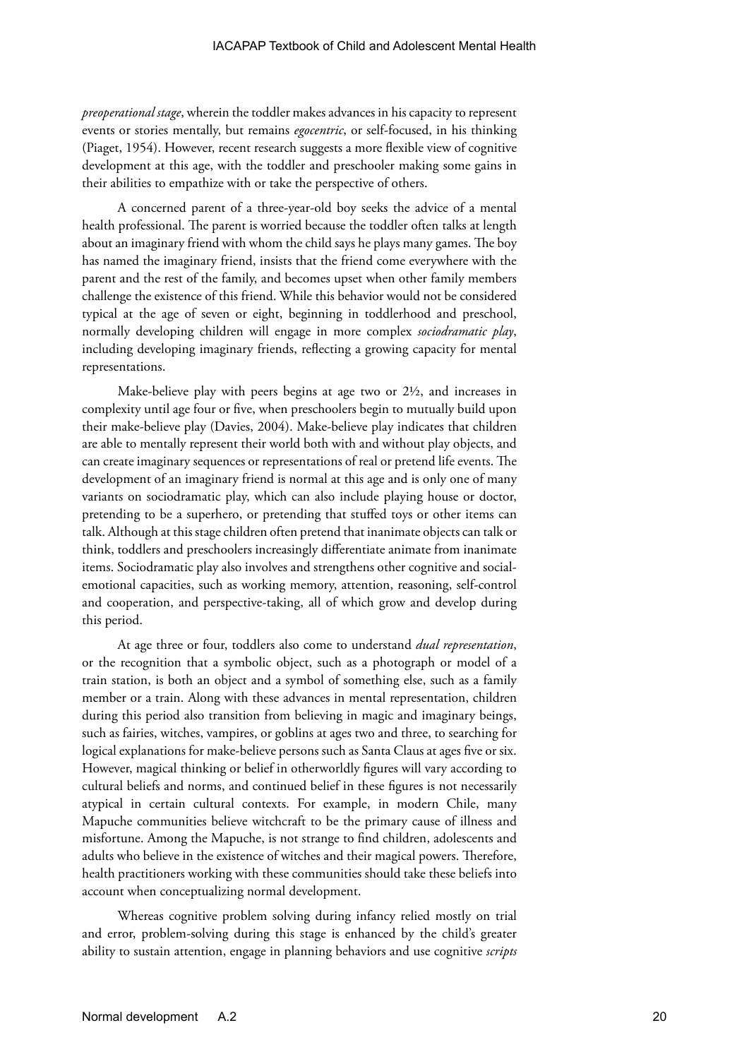*preoperational stage*, wherein the toddler makes advances in his capacity to represent events or stories mentally, but remains *egocentric*, or self-focused, in his thinking (Piaget, 1954). However, recent research suggests a more flexible view of cognitive development at this age, with the toddler and preschooler making some gains in their abilities to empathize with or take the perspective of others.

A concerned parent of a three-year-old boy seeks the advice of a mental health professional. The parent is worried because the toddler often talks at length about an imaginary friend with whom the child says he plays many games. The boy has named the imaginary friend, insists that the friend come everywhere with the parent and the rest of the family, and becomes upset when other family members challenge the existence of this friend. While this behavior would not be considered typical at the age of seven or eight, beginning in toddlerhood and preschool, normally developing children will engage in more complex *sociodramatic play*, including developing imaginary friends, reflecting a growing capacity for mental representations.

Make-believe play with peers begins at age two or 2½, and increases in complexity until age four or five, when preschoolers begin to mutually build upon their make-believe play (Davies, 2004). Make-believe play indicates that children are able to mentally represent their world both with and without play objects, and can create imaginary sequences or representations of real or pretend life events. The development of an imaginary friend is normal at this age and is only one of many variants on sociodramatic play, which can also include playing house or doctor, pretending to be a superhero, or pretending that stuffed toys or other items can talk. Although at this stage children often pretend that inanimate objects can talk or think, toddlers and preschoolers increasingly differentiate animate from inanimate items. Sociodramatic play also involves and strengthens other cognitive and social-emotional capacities, such as working memory, attention, reasoning, self-control and cooperation, and perspective-taking, all of which grow and develop during this period.

At age three or four, toddlers also come to understand *dual representation*, or the recognition that a symbolic object, such as a photograph or model of a train station, is both an object and a symbol of something else, such as a family member or a train. Along with these advances in mental representation, children during this period also transition from believing in magic and imaginary beings, such as fairies, witches, vampires, or goblins at ages two and three, to searching for logical explanations for make-believe persons such as Santa Claus at ages five or six. However, magical thinking or belief in otherworldly figures will vary according to cultural beliefs and norms, and continued belief in these figures is not necessarily atypical in certain cultural contexts. For example, in modern Chile, many Mapuche communities believe witchcraft to be the primary cause of illness and misfortune. Among the Mapuche, is not strange to find children, adolescents and adults who believe in the existence of witches and their magical powers. Therefore, health practitioners working with these communities should take these beliefs into account when conceptualizing normal development.

Whereas cognitive problem solving during infancy relied mostly on trial and error, problem-solving during this stage is enhanced by the child's greater ability to sustain attention, engage in planning behaviors and use cognitive *scripts*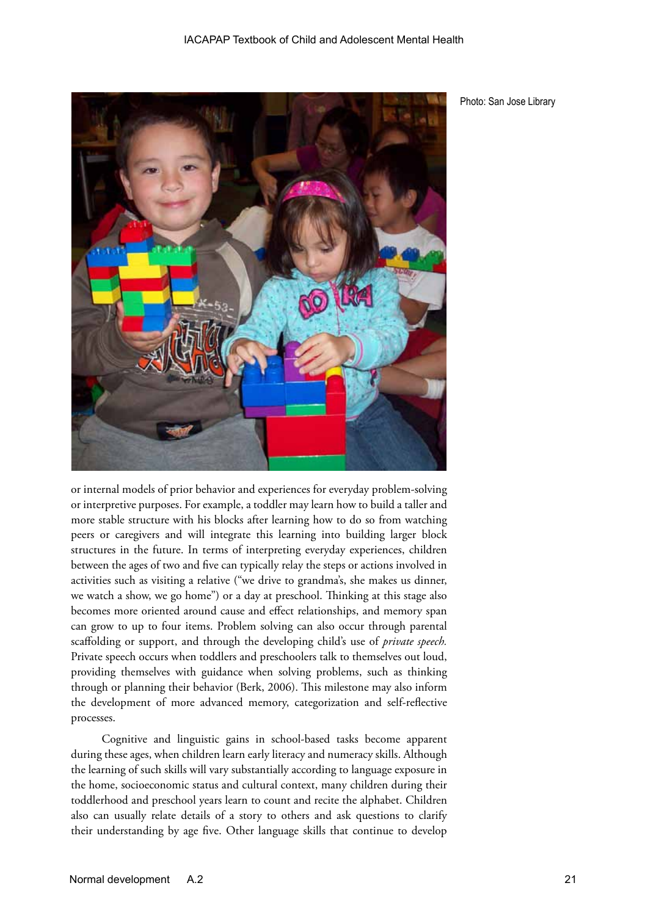Photo: San Jose Library

or internal models of prior behavior and experiences for everyday problem-solving or interpretive purposes. For example, a toddler may learn how to build a taller and more stable structure with his blocks after learning how to do so from watching peers or caregivers and will integrate this learning into building larger block structures in the future. In terms of interpreting everyday experiences, children between the ages of two and five can typically relay the steps or actions involved in activities such as visiting a relative ("we drive to grandma's, she makes us dinner, we watch a show, we go home") or a day at preschool. Thinking at this stage also becomes more oriented around cause and effect relationships, and memory span can grow to up to four items. Problem solving can also occur through parental scaffolding or support, and through the developing child's use of *private speech.* Private speech occurs when toddlers and preschoolers talk to themselves out loud, providing themselves with guidance when solving problems, such as thinking through or planning their behavior (Berk, 2006). This milestone may also inform the development of more advanced memory, categorization and self-reflective processes.

Cognitive and linguistic gains in school-based tasks become apparent during these ages, when children learn early literacy and numeracy skills. Although the learning of such skills will vary substantially according to language exposure in the home, socioeconomic status and cultural context, many children during their toddlerhood and preschool years learn to count and recite the alphabet. Children also can usually relate details of a story to others and ask questions to clarify their understanding by age five. Other language skills that continue to develop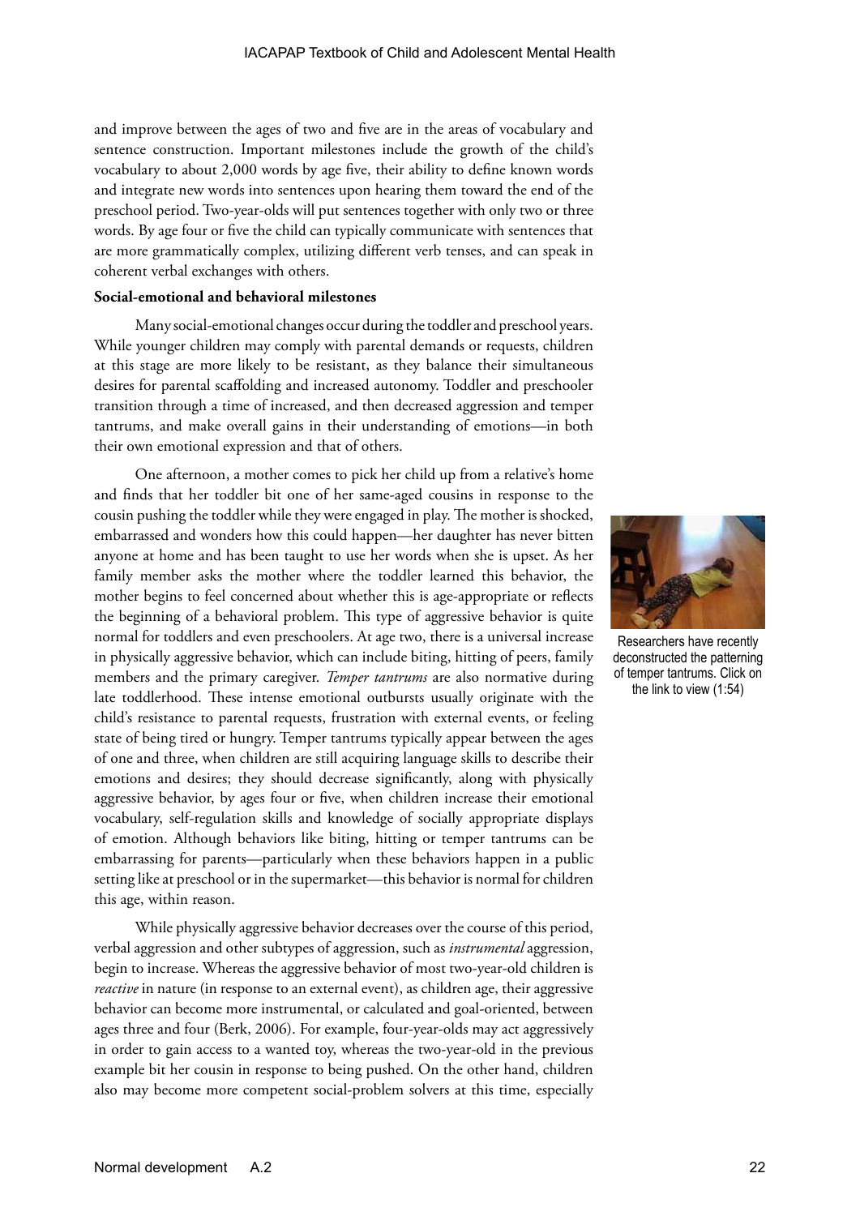and improve between the ages of two and five are in the areas of vocabulary and sentence construction. Important milestones include the growth of the child's vocabulary to about 2,000 words by age five, their ability to define known words and integrate new words into sentences upon hearing them toward the end of the preschool period. Two-year-olds will put sentences together with only two or three words. By age four or five the child can typically communicate with sentences that are more grammatically complex, utilizing different verb tenses, and can speak in coherent verbal exchanges with others.

**Social-emotional and behavioral milestones**

Many social-emotional changes occur during the toddler and preschool years. While younger children may comply with parental demands or requests, children at this stage are more likely to be resistant, as they balance their simultaneous desires for parental scaffolding and increased autonomy. Toddler and preschooler transition through a time of increased, and then decreased aggression and temper tantrums, and make overall gains in their understanding of emotions—in both their own emotional expression and that of others.

One afternoon, a mother comes to pick her child up from a relative's home and finds that her toddler bit one of her same-aged cousins in response to the cousin pushing the toddler while they were engaged in play. The mother is shocked, embarrassed and wonders how this could happen—her daughter has never bitten anyone at home and has been taught to use her words when she is upset. As her family member asks the mother where the toddler learned this behavior, the mother begins to feel concerned about whether this is age-appropriate or reflects the beginning of a behavioral problem. This type of aggressive behavior is quite normal for toddlers and even preschoolers. At age two, there is a universal increase in physically aggressive behavior, which can include biting, hitting of peers, family members and the primary caregiver. *Temper tantrums* are also normative during late toddlerhood. These intense emotional outbursts usually originate with the child's resistance to parental requests, frustration with external events, or feeling state of being tired or hungry. Temper tantrums typically appear between the ages of one and three, when children are still acquiring language skills to describe their emotions and desires; they should decrease significantly, along with physically aggressive behavior, by ages four or five, when children increase their emotional vocabulary, self-regulation skills and knowledge of socially appropriate displays of emotion. Although behaviors like biting, hitting or temper tantrums can be embarrassing for parents—particularly when these behaviors happen in a public setting like at preschool or in the supermarket—this behavior is normal for children this age, within reason.

Researchers have recently deconstructed the patterning of temper tantrums. Click on the link to view (1:54)

While physically aggressive behavior decreases over the course of this period, verbal aggression and other subtypes of aggression, such as *instrumental* aggression, begin to increase. Whereas the aggressive behavior of most two-year-old children is *reactive* in nature (in response to an external event), as children age, their aggressive behavior can become more instrumental, or calculated and goal-oriented, between ages three and four (Berk, 2006). For example, four-year-olds may act aggressively in order to gain access to a wanted toy, whereas the two-year-old in the previous example bit her cousin in response to being pushed. On the other hand, children also may become more competent social-problem solvers at this time, especially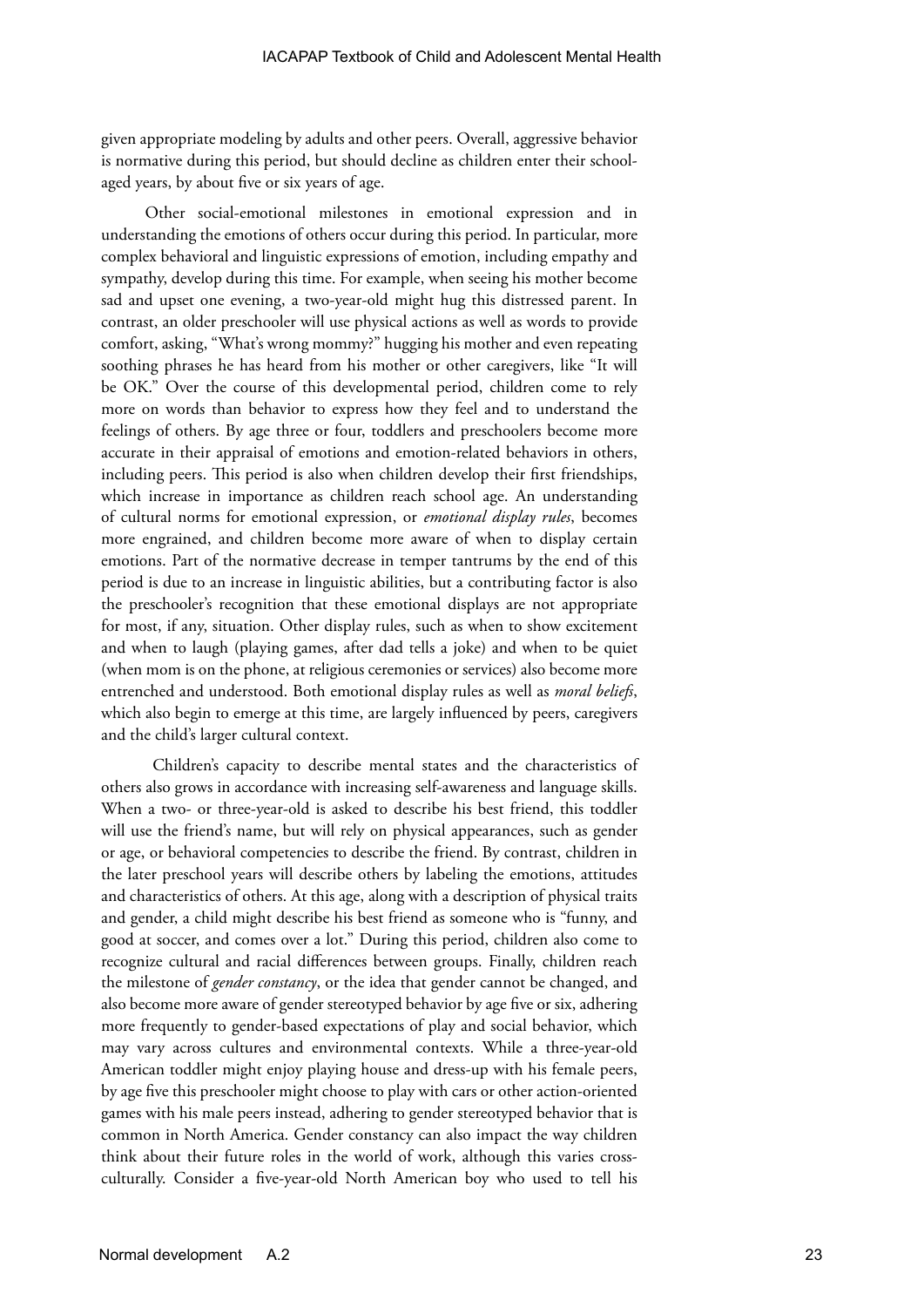given appropriate modeling by adults and other peers. Overall, aggressive behavior is normative during this period, but should decline as children enter their school-aged years, by about five or six years of age.

Other social-emotional milestones in emotional expression and in understanding the emotions of others occur during this period. In particular, more complex behavioral and linguistic expressions of emotion, including empathy and sympathy, develop during this time. For example, when seeing his mother become sad and upset one evening, a two-year-old might hug this distressed parent. In contrast, an older preschooler will use physical actions as well as words to provide comfort, asking, "What's wrong mommy?" hugging his mother and even repeating soothing phrases he has heard from his mother or other caregivers, like "It will be OK." Over the course of this developmental period, children come to rely more on words than behavior to express how they feel and to understand the feelings of others. By age three or four, toddlers and preschoolers become more accurate in their appraisal of emotions and emotion-related behaviors in others, including peers. This period is also when children develop their first friendships, which increase in importance as children reach school age. An understanding of cultural norms for emotional expression, or *emotional display rules*, becomes more engrained, and children become more aware of when to display certain emotions. Part of the normative decrease in temper tantrums by the end of this period is due to an increase in linguistic abilities, but a contributing factor is also the preschooler's recognition that these emotional displays are not appropriate for most, if any, situation. Other display rules, such as when to show excitement and when to laugh (playing games, after dad tells a joke) and when to be quiet (when mom is on the phone, at religious ceremonies or services) also become more entrenched and understood. Both emotional display rules as well as *moral beliefs*, which also begin to emerge at this time, are largely influenced by peers, caregivers and the child's larger cultural context.

Children's capacity to describe mental states and the characteristics of others also grows in accordance with increasing self-awareness and language skills. When a two- or three-year-old is asked to describe his best friend, this toddler will use the friend's name, but will rely on physical appearances, such as gender or age, or behavioral competencies to describe the friend. By contrast, children in the later preschool years will describe others by labeling the emotions, attitudes and characteristics of others. At this age, along with a description of physical traits and gender, a child might describe his best friend as someone who is "funny, and good at soccer, and comes over a lot." During this period, children also come to recognize cultural and racial differences between groups. Finally, children reach the milestone of *gender constancy*, or the idea that gender cannot be changed, and also become more aware of gender stereotyped behavior by age five or six, adhering more frequently to gender-based expectations of play and social behavior, which may vary across cultures and environmental contexts. While a three-year-old American toddler might enjoy playing house and dress-up with his female peers, by age five this preschooler might choose to play with cars or other action-oriented games with his male peers instead, adhering to gender stereotyped behavior that is common in North America. Gender constancy can also impact the way children think about their future roles in the world of work, although this varies cross-culturally. Consider a five-year-old North American boy who used to tell his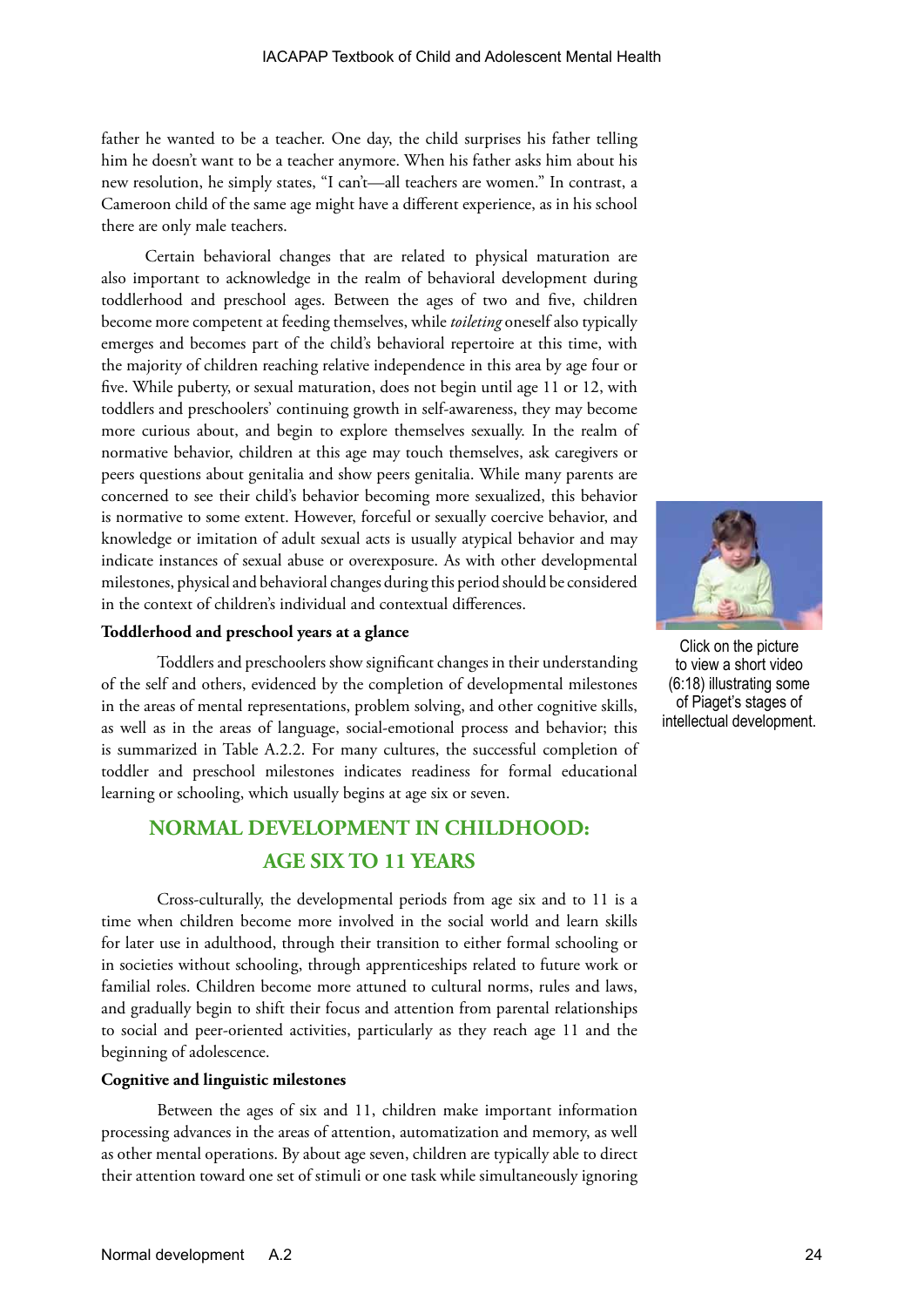father he wanted to be a teacher. One day, the child surprises his father telling him he doesn't want to be a teacher anymore. When his father asks him about his new resolution, he simply states, "I can't—all teachers are women." In contrast, a Cameroon child of the same age might have a different experience, as in his school there are only male teachers.

Certain behavioral changes that are related to physical maturation are also important to acknowledge in the realm of behavioral development during toddlerhood and preschool ages. Between the ages of two and five, children become more competent at feeding themselves, while *toileting* oneself also typically emerges and becomes part of the child's behavioral repertoire at this time, with the majority of children reaching relative independence in this area by age four or five. While puberty, or sexual maturation, does not begin until age 11 or 12, with toddlers and preschoolers' continuing growth in self-awareness, they may become more curious about, and begin to explore themselves sexually. In the realm of normative behavior, children at this age may touch themselves, ask caregivers or peers questions about genitalia and show peers genitalia. While many parents are concerned to see their child's behavior becoming more sexualized, this behavior is normative to some extent. However, forceful or sexually coercive behavior, and knowledge or imitation of adult sexual acts is usually atypical behavior and may indicate instances of sexual abuse or overexposure. As with other developmental milestones, physical and behavioral changes during this period should be considered in the context of children's individual and contextual differences.

Click on the picture to view a short video (6:18) illustrating some of Piaget's stages of intellectual development.

**Toddlerhood and preschool years at a glance**

Toddlers and preschoolers show significant changes in their understanding of the self and others, evidenced by the completion of developmental milestones in the areas of mental representations, problem solving, and other cognitive skills, as well as in the areas of language, social-emotional process and behavior; this is summarized in Table A.2.2. For many cultures, the successful completion of toddler and preschool milestones indicates readiness for formal educational learning or schooling, which usually begins at age six or seven.

## NORMAL DEVELOPMENT IN CHILDHOOD: AGE SIX TO 11 YEARS

Cross-culturally, the developmental periods from age six and to 11 is a time when children become more involved in the social world and learn skills for later use in adulthood, through their transition to either formal schooling or in societies without schooling, through apprenticeships related to future work or familial roles. Children become more attuned to cultural norms, rules and laws, and gradually begin to shift their focus and attention from parental relationships to social and peer-oriented activities, particularly as they reach age 11 and the beginning of adolescence.

**Cognitive and linguistic milestones**

Between the ages of six and 11, children make important information processing advances in the areas of attention, automatization and memory, as well as other mental operations. By about age seven, children are typically able to direct their attention toward one set of stimuli or one task while simultaneously ignoring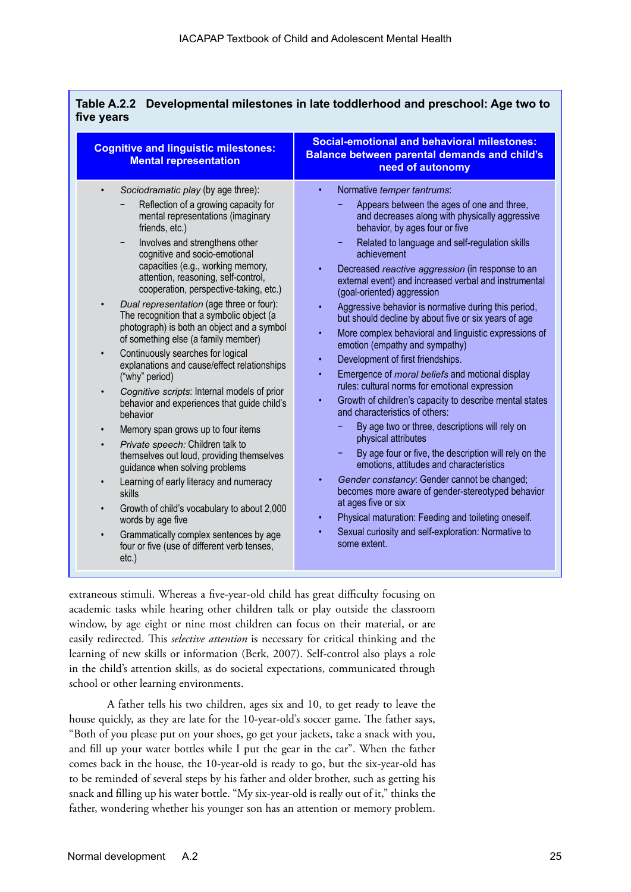**Table A.2.2 Developmental milestones in late toddlerhood and preschool: Age two to five years**

| Cognitive and linguistic milestones: Mental representation | Social-emotional and behavioral milestones: Balance between parental demands and child's need of autonomy |
|---|---|
| • *Sociodramatic play* (by age three):<br>− Reflection of a growing capacity for mental representations (imaginary friends, etc.)<br>− Involves and strengthens other cognitive and socio-emotional capacities (e.g., working memory, attention, reasoning, self-control, cooperation, perspective-taking, etc.)<br>• *Dual representation* (age three or four): The recognition that a symbolic object (a photograph) is both an object and a symbol of something else (a family member)<br>• Continuously searches for logical explanations and cause/effect relationships ("why" period)<br>• *Cognitive scripts*: Internal models of prior behavior and experiences that guide child's behavior<br>• Memory span grows up to four items<br>• *Private speech:* Children talk to themselves out loud, providing themselves guidance when solving problems<br>• Learning of early literacy and numeracy skills<br>• Growth of child's vocabulary to about 2,000 words by age five<br>• Grammatically complex sentences by age four or five (use of different verb tenses, etc.) | • Normative *temper tantrums*:<br>− Appears between the ages of one and three, and decreases along with physically aggressive behavior, by ages four or five<br>− Related to language and self-regulation skills achievement<br>• Decreased *reactive aggression* (in response to an external event) and increased verbal and instrumental (goal-oriented) aggression<br>• Aggressive behavior is normative during this period, but should decline by about five or six years of age<br>• More complex behavioral and linguistic expressions of emotion (empathy and sympathy)<br>• Development of first friendships.<br>• Emergence of *moral beliefs* and motional display rules: cultural norms for emotional expression<br>• Growth of children's capacity to describe mental states and characteristics of others:<br>− By age two or three, descriptions will rely on physical attributes<br>− By age four or five, the description will rely on the emotions, attitudes and characteristics<br>• *Gender constancy*: Gender cannot be changed; becomes more aware of gender-stereotyped behavior at ages five or six<br>• Physical maturation: Feeding and toileting oneself.<br>• Sexual curiosity and self-exploration: Normative to some extent. |

extraneous stimuli. Whereas a five-year-old child has great difficulty focusing on academic tasks while hearing other children talk or play outside the classroom window, by age eight or nine most children can focus on their material, or are easily redirected. This *selective attention* is necessary for critical thinking and the learning of new skills or information (Berk, 2007). Self-control also plays a role in the child's attention skills, as do societal expectations, communicated through school or other learning environments.

A father tells his two children, ages six and 10, to get ready to leave the house quickly, as they are late for the 10-year-old's soccer game. The father says, "Both of you please put on your shoes, go get your jackets, take a snack with you, and fill up your water bottles while I put the gear in the car". When the father comes back in the house, the 10-year-old is ready to go, but the six-year-old has to be reminded of several steps by his father and older brother, such as getting his snack and filling up his water bottle. "My six-year-old is really out of it," thinks the father, wondering whether his younger son has an attention or memory problem.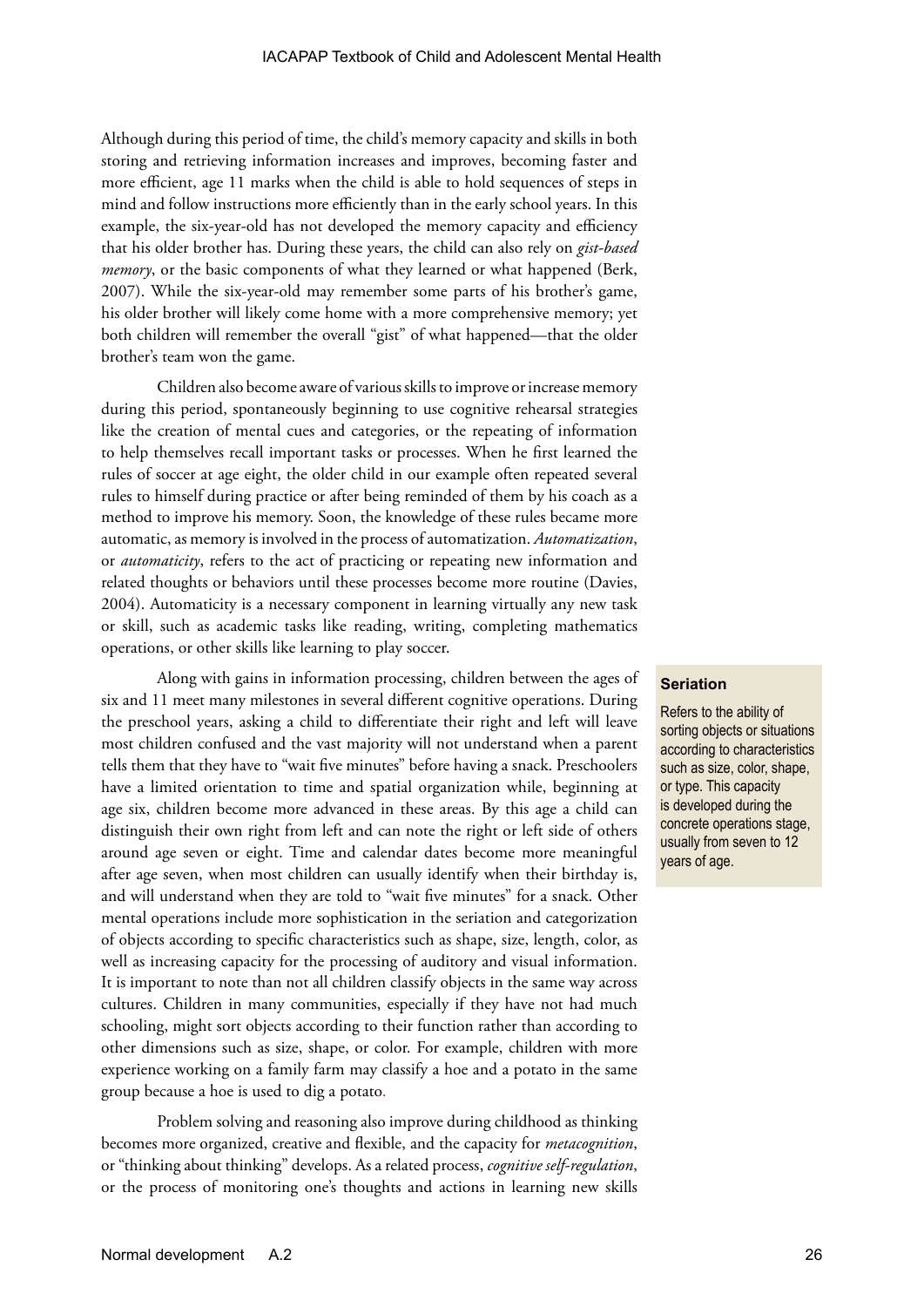Although during this period of time, the child's memory capacity and skills in both storing and retrieving information increases and improves, becoming faster and more efficient, age 11 marks when the child is able to hold sequences of steps in mind and follow instructions more efficiently than in the early school years. In this example, the six-year-old has not developed the memory capacity and efficiency that his older brother has. During these years, the child can also rely on *gist-based memory*, or the basic components of what they learned or what happened (Berk, 2007). While the six-year-old may remember some parts of his brother's game, his older brother will likely come home with a more comprehensive memory; yet both children will remember the overall "gist" of what happened—that the older brother's team won the game.

Children also become aware of various skills to improve or increase memory during this period, spontaneously beginning to use cognitive rehearsal strategies like the creation of mental cues and categories, or the repeating of information to help themselves recall important tasks or processes. When he first learned the rules of soccer at age eight, the older child in our example often repeated several rules to himself during practice or after being reminded of them by his coach as a method to improve his memory. Soon, the knowledge of these rules became more automatic, as memory is involved in the process of automatization. *Automatization*, or *automaticity*, refers to the act of practicing or repeating new information and related thoughts or behaviors until these processes become more routine (Davies, 2004). Automaticity is a necessary component in learning virtually any new task or skill, such as academic tasks like reading, writing, completing mathematics operations, or other skills like learning to play soccer.

Along with gains in information processing, children between the ages of six and 11 meet many milestones in several different cognitive operations. During the preschool years, asking a child to differentiate their right and left will leave most children confused and the vast majority will not understand when a parent tells them that they have to "wait five minutes" before having a snack. Preschoolers have a limited orientation to time and spatial organization while, beginning at age six, children become more advanced in these areas. By this age a child can distinguish their own right from left and can note the right or left side of others around age seven or eight. Time and calendar dates become more meaningful after age seven, when most children can usually identify when their birthday is, and will understand when they are told to "wait five minutes" for a snack. Other mental operations include more sophistication in the seriation and categorization of objects according to specific characteristics such as shape, size, length, color, as well as increasing capacity for the processing of auditory and visual information. It is important to note than not all children classify objects in the same way across cultures. Children in many communities, especially if they have not had much schooling, might sort objects according to their function rather than according to other dimensions such as size, shape, or color. For example, children with more experience working on a family farm may classify a hoe and a potato in the same group because a hoe is used to dig a potato.

> **Seriation**
>
> Refers to the ability of sorting objects or situations according to characteristics such as size, color, shape, or type. This capacity is developed during the concrete operations stage, usually from seven to 12 years of age.

Problem solving and reasoning also improve during childhood as thinking becomes more organized, creative and flexible, and the capacity for *metacognition*, or "thinking about thinking" develops. As a related process, *cognitive self-regulation*, or the process of monitoring one's thoughts and actions in learning new skills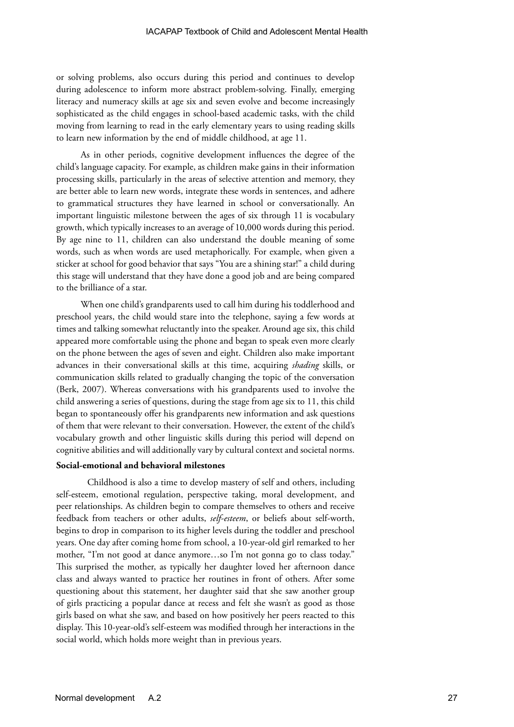or solving problems, also occurs during this period and continues to develop during adolescence to inform more abstract problem-solving. Finally, emerging literacy and numeracy skills at age six and seven evolve and become increasingly sophisticated as the child engages in school-based academic tasks, with the child moving from learning to read in the early elementary years to using reading skills to learn new information by the end of middle childhood, at age 11.

As in other periods, cognitive development influences the degree of the child's language capacity. For example, as children make gains in their information processing skills, particularly in the areas of selective attention and memory, they are better able to learn new words, integrate these words in sentences, and adhere to grammatical structures they have learned in school or conversationally. An important linguistic milestone between the ages of six through 11 is vocabulary growth, which typically increases to an average of 10,000 words during this period. By age nine to 11, children can also understand the double meaning of some words, such as when words are used metaphorically. For example, when given a sticker at school for good behavior that says "You are a shining star!" a child during this stage will understand that they have done a good job and are being compared to the brilliance of a star.

When one child's grandparents used to call him during his toddlerhood and preschool years, the child would stare into the telephone, saying a few words at times and talking somewhat reluctantly into the speaker. Around age six, this child appeared more comfortable using the phone and began to speak even more clearly on the phone between the ages of seven and eight. Children also make important advances in their conversational skills at this time, acquiring *shading* skills, or communication skills related to gradually changing the topic of the conversation (Berk, 2007). Whereas conversations with his grandparents used to involve the child answering a series of questions, during the stage from age six to 11, this child began to spontaneously offer his grandparents new information and ask questions of them that were relevant to their conversation. However, the extent of the child's vocabulary growth and other linguistic skills during this period will depend on cognitive abilities and will additionally vary by cultural context and societal norms.

**Social-emotional and behavioral milestones**

Childhood is also a time to develop mastery of self and others, including self-esteem, emotional regulation, perspective taking, moral development, and peer relationships. As children begin to compare themselves to others and receive feedback from teachers or other adults, *self-esteem*, or beliefs about self-worth, begins to drop in comparison to its higher levels during the toddler and preschool years. One day after coming home from school, a 10-year-old girl remarked to her mother, "I'm not good at dance anymore…so I'm not gonna go to class today." This surprised the mother, as typically her daughter loved her afternoon dance class and always wanted to practice her routines in front of others. After some questioning about this statement, her daughter said that she saw another group of girls practicing a popular dance at recess and felt she wasn't as good as those girls based on what she saw, and based on how positively her peers reacted to this display. This 10-year-old's self-esteem was modified through her interactions in the social world, which holds more weight than in previous years.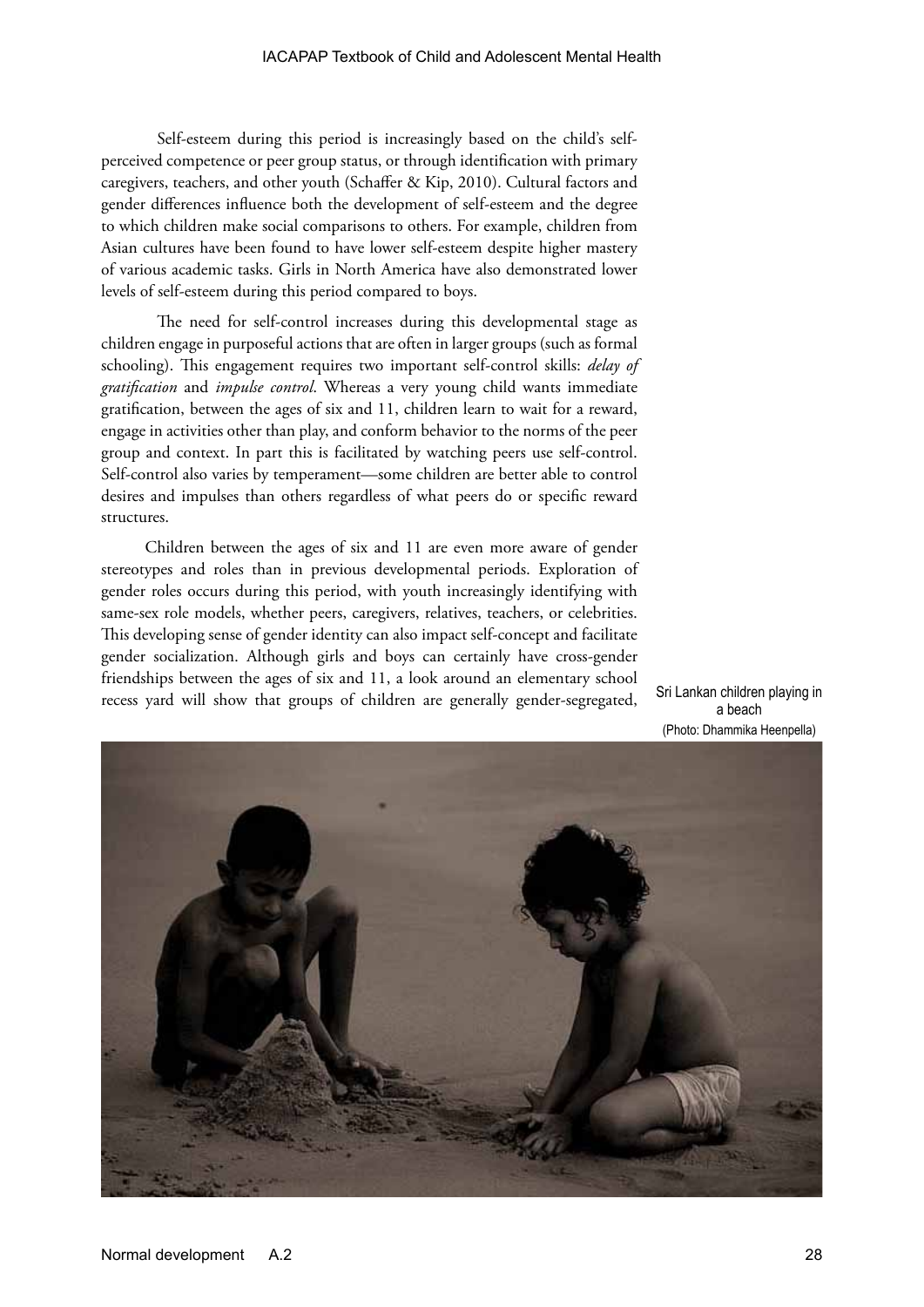Self-esteem during this period is increasingly based on the child's self-perceived competence or peer group status, or through identification with primary caregivers, teachers, and other youth (Schaffer & Kip, 2010). Cultural factors and gender differences influence both the development of self-esteem and the degree to which children make social comparisons to others. For example, children from Asian cultures have been found to have lower self-esteem despite higher mastery of various academic tasks. Girls in North America have also demonstrated lower levels of self-esteem during this period compared to boys.

The need for self-control increases during this developmental stage as children engage in purposeful actions that are often in larger groups (such as formal schooling). This engagement requires two important self-control skills: *delay of gratification* and *impulse control*. Whereas a very young child wants immediate gratification, between the ages of six and 11, children learn to wait for a reward, engage in activities other than play, and conform behavior to the norms of the peer group and context. In part this is facilitated by watching peers use self-control. Self-control also varies by temperament—some children are better able to control desires and impulses than others regardless of what peers do or specific reward structures.

Children between the ages of six and 11 are even more aware of gender stereotypes and roles than in previous developmental periods. Exploration of gender roles occurs during this period, with youth increasingly identifying with same-sex role models, whether peers, caregivers, relatives, teachers, or celebrities. This developing sense of gender identity can also impact self-concept and facilitate gender socialization. Although girls and boys can certainly have cross-gender friendships between the ages of six and 11, a look around an elementary school recess yard will show that groups of children are generally gender-segregated,

Sri Lankan children playing in a beach
(Photo: Dhammika Heenpella)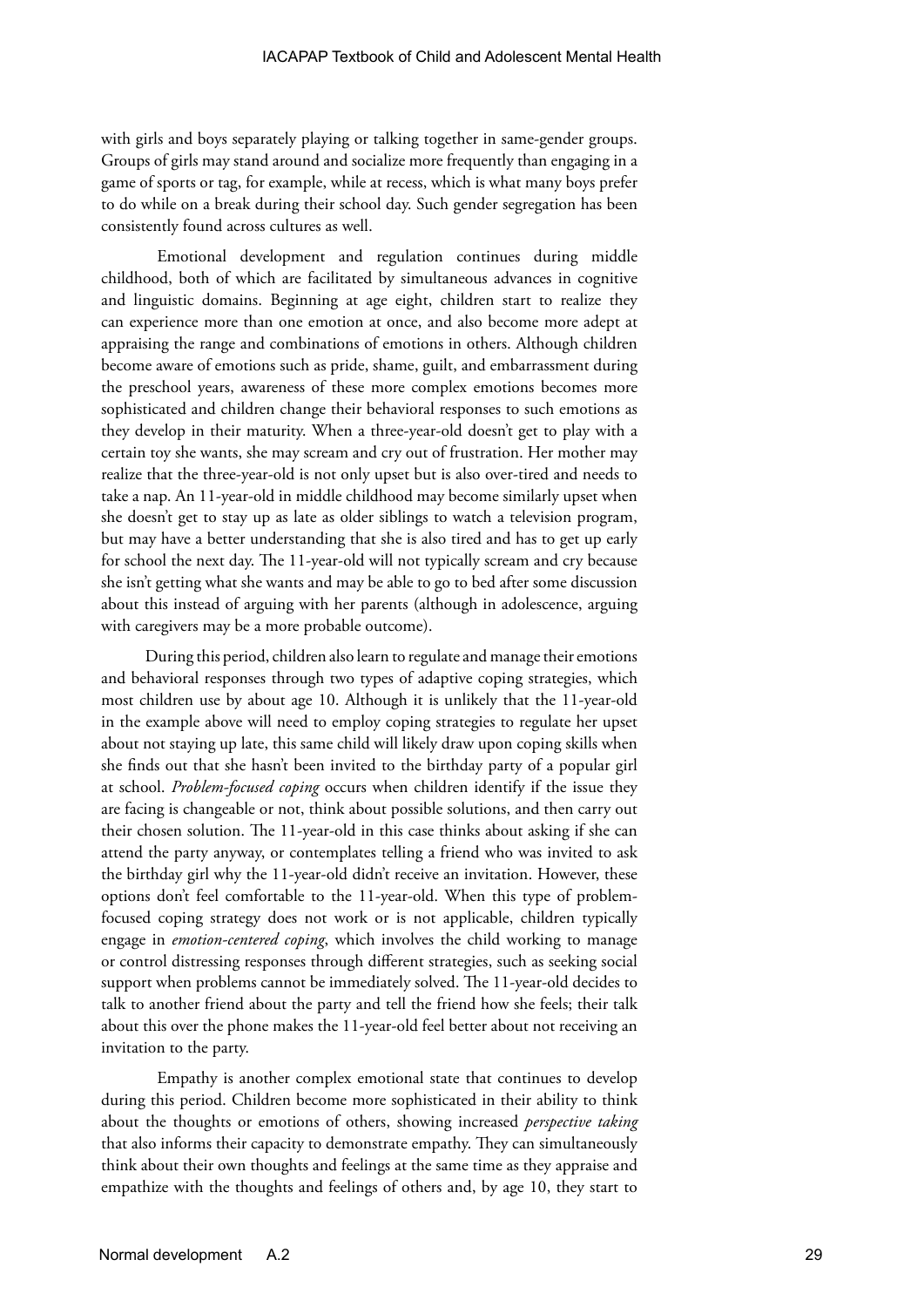with girls and boys separately playing or talking together in same-gender groups. Groups of girls may stand around and socialize more frequently than engaging in a game of sports or tag, for example, while at recess, which is what many boys prefer to do while on a break during their school day. Such gender segregation has been consistently found across cultures as well.

Emotional development and regulation continues during middle childhood, both of which are facilitated by simultaneous advances in cognitive and linguistic domains. Beginning at age eight, children start to realize they can experience more than one emotion at once, and also become more adept at appraising the range and combinations of emotions in others. Although children become aware of emotions such as pride, shame, guilt, and embarrassment during the preschool years, awareness of these more complex emotions becomes more sophisticated and children change their behavioral responses to such emotions as they develop in their maturity. When a three-year-old doesn't get to play with a certain toy she wants, she may scream and cry out of frustration. Her mother may realize that the three-year-old is not only upset but is also over-tired and needs to take a nap. An 11-year-old in middle childhood may become similarly upset when she doesn't get to stay up as late as older siblings to watch a television program, but may have a better understanding that she is also tired and has to get up early for school the next day. The 11-year-old will not typically scream and cry because she isn't getting what she wants and may be able to go to bed after some discussion about this instead of arguing with her parents (although in adolescence, arguing with caregivers may be a more probable outcome).

During this period, children also learn to regulate and manage their emotions and behavioral responses through two types of adaptive coping strategies, which most children use by about age 10. Although it is unlikely that the 11-year-old in the example above will need to employ coping strategies to regulate her upset about not staying up late, this same child will likely draw upon coping skills when she finds out that she hasn't been invited to the birthday party of a popular girl at school. *Problem-focused coping* occurs when children identify if the issue they are facing is changeable or not, think about possible solutions, and then carry out their chosen solution. The 11-year-old in this case thinks about asking if she can attend the party anyway, or contemplates telling a friend who was invited to ask the birthday girl why the 11-year-old didn't receive an invitation. However, these options don't feel comfortable to the 11-year-old. When this type of problem-focused coping strategy does not work or is not applicable, children typically engage in *emotion-centered coping*, which involves the child working to manage or control distressing responses through different strategies, such as seeking social support when problems cannot be immediately solved. The 11-year-old decides to talk to another friend about the party and tell the friend how she feels; their talk about this over the phone makes the 11-year-old feel better about not receiving an invitation to the party.

Empathy is another complex emotional state that continues to develop during this period. Children become more sophisticated in their ability to think about the thoughts or emotions of others, showing increased *perspective taking* that also informs their capacity to demonstrate empathy. They can simultaneously think about their own thoughts and feelings at the same time as they appraise and empathize with the thoughts and feelings of others and, by age 10, they start to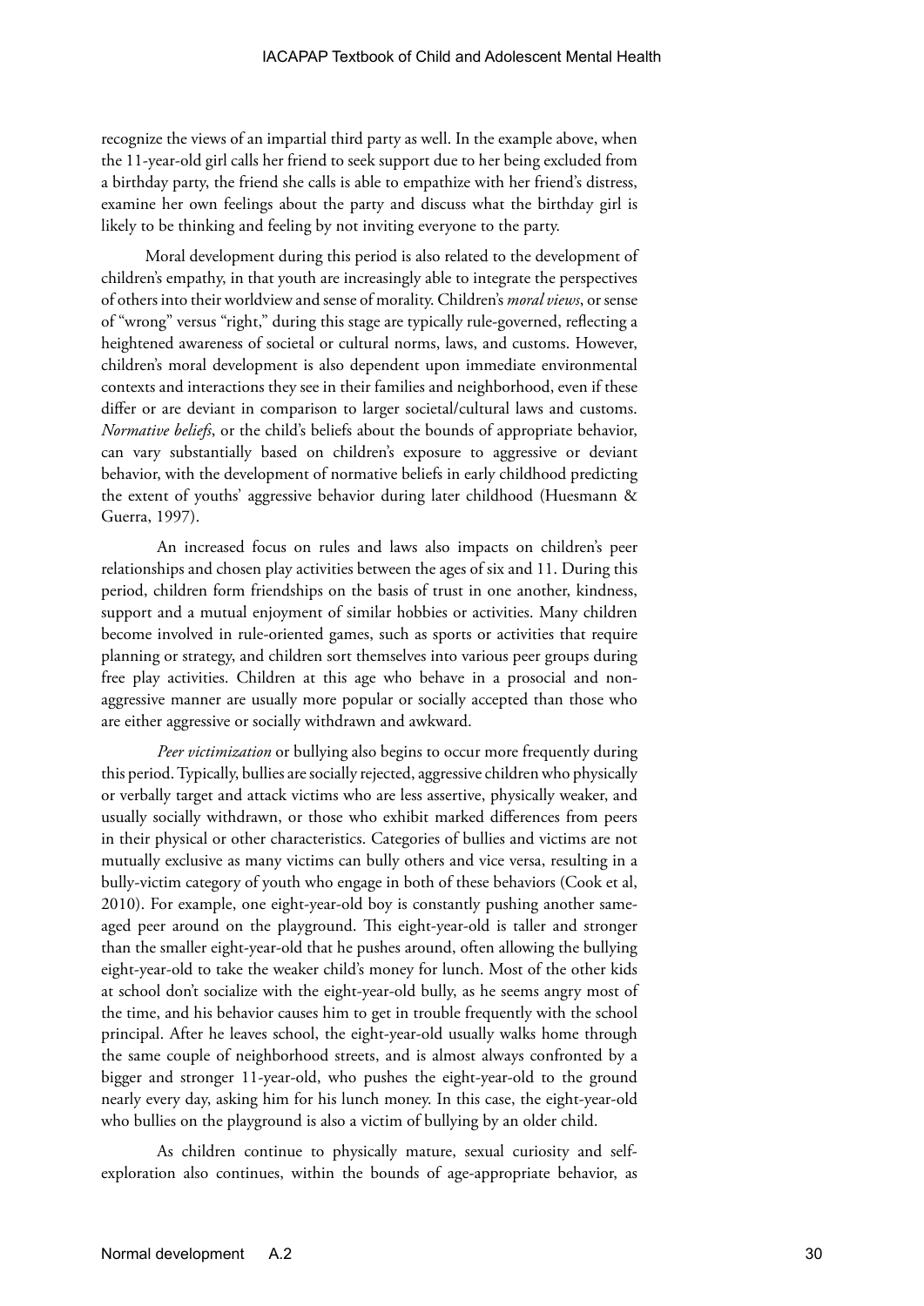recognize the views of an impartial third party as well. In the example above, when the 11-year-old girl calls her friend to seek support due to her being excluded from a birthday party, the friend she calls is able to empathize with her friend's distress, examine her own feelings about the party and discuss what the birthday girl is likely to be thinking and feeling by not inviting everyone to the party.

Moral development during this period is also related to the development of children's empathy, in that youth are increasingly able to integrate the perspectives of others into their worldview and sense of morality. Children's *moral views*, or sense of "wrong" versus "right," during this stage are typically rule-governed, reflecting a heightened awareness of societal or cultural norms, laws, and customs. However, children's moral development is also dependent upon immediate environmental contexts and interactions they see in their families and neighborhood, even if these differ or are deviant in comparison to larger societal/cultural laws and customs. *Normative beliefs*, or the child's beliefs about the bounds of appropriate behavior, can vary substantially based on children's exposure to aggressive or deviant behavior, with the development of normative beliefs in early childhood predicting the extent of youths' aggressive behavior during later childhood (Huesmann & Guerra, 1997).

An increased focus on rules and laws also impacts on children's peer relationships and chosen play activities between the ages of six and 11. During this period, children form friendships on the basis of trust in one another, kindness, support and a mutual enjoyment of similar hobbies or activities. Many children become involved in rule-oriented games, such as sports or activities that require planning or strategy, and children sort themselves into various peer groups during free play activities. Children at this age who behave in a prosocial and non-aggressive manner are usually more popular or socially accepted than those who are either aggressive or socially withdrawn and awkward.

*Peer victimization* or bullying also begins to occur more frequently during this period. Typically, bullies are socially rejected, aggressive children who physically or verbally target and attack victims who are less assertive, physically weaker, and usually socially withdrawn, or those who exhibit marked differences from peers in their physical or other characteristics. Categories of bullies and victims are not mutually exclusive as many victims can bully others and vice versa, resulting in a bully-victim category of youth who engage in both of these behaviors (Cook et al, 2010). For example, one eight-year-old boy is constantly pushing another same-aged peer around on the playground. This eight-year-old is taller and stronger than the smaller eight-year-old that he pushes around, often allowing the bullying eight-year-old to take the weaker child's money for lunch. Most of the other kids at school don't socialize with the eight-year-old bully, as he seems angry most of the time, and his behavior causes him to get in trouble frequently with the school principal. After he leaves school, the eight-year-old usually walks home through the same couple of neighborhood streets, and is almost always confronted by a bigger and stronger 11-year-old, who pushes the eight-year-old to the ground nearly every day, asking him for his lunch money. In this case, the eight-year-old who bullies on the playground is also a victim of bullying by an older child.

As children continue to physically mature, sexual curiosity and self-exploration also continues, within the bounds of age-appropriate behavior, as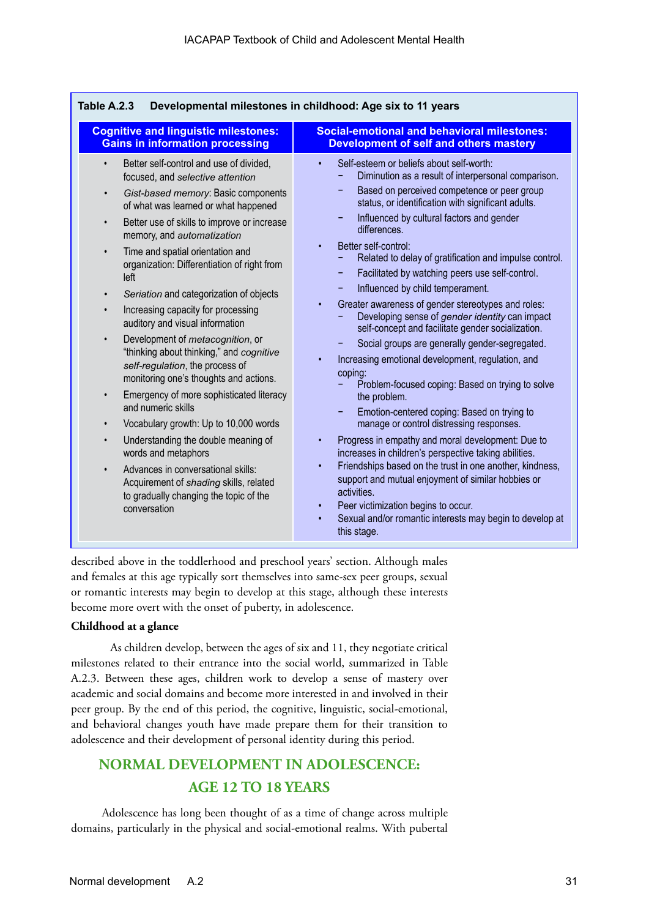**Table A.2.3 Developmental milestones in childhood: Age six to 11 years**

| Cognitive and linguistic milestones: Gains in information processing | Social-emotional and behavioral milestones: Development of self and others mastery |
|---|---|
| • Better self-control and use of divided, focused, and *selective attention*<br>• *Gist-based memory*: Basic components of what was learned or what happened<br>• Better use of skills to improve or increase memory, and *automatization*<br>• Time and spatial orientation and organization: Differentiation of right from left<br>• *Seriation* and categorization of objects<br>• Increasing capacity for processing auditory and visual information<br>• Development of *metacognition*, or "thinking about thinking," and *cognitive self-regulation*, the process of monitoring one's thoughts and actions.<br>• Emergency of more sophisticated literacy and numeric skills<br>• Vocabulary growth: Up to 10,000 words<br>• Understanding the double meaning of words and metaphors<br>• Advances in conversational skills: Acquirement of *shading* skills, related to gradually changing the topic of the conversation | • Self-esteem or beliefs about self-worth:<br>  − Diminution as a result of interpersonal comparison.<br>  − Based on perceived competence or peer group status, or identification with significant adults.<br>  − Influenced by cultural factors and gender differences.<br>• Better self-control:<br>  − Related to delay of gratification and impulse control.<br>  − Facilitated by watching peers use self-control.<br>  − Influenced by child temperament.<br>• Greater awareness of gender stereotypes and roles:<br>  − Developing sense of *gender identity* can impact self-concept and facilitate gender socialization.<br>  − Social groups are generally gender-segregated.<br>• Increasing emotional development, regulation, and coping:<br>  − Problem-focused coping: Based on trying to solve the problem.<br>  − Emotion-centered coping: Based on trying to manage or control distressing responses.<br>• Progress in empathy and moral development: Due to increases in children's perspective taking abilities.<br>• Friendships based on the trust in one another, kindness, support and mutual enjoyment of similar hobbies or activities.<br>• Peer victimization begins to occur.<br>• Sexual and/or romantic interests may begin to develop at this stage. |

described above in the toddlerhood and preschool years' section. Although males and females at this age typically sort themselves into same-sex peer groups, sexual or romantic interests may begin to develop at this stage, although these interests become more overt with the onset of puberty, in adolescence.

**Childhood at a glance**

As children develop, between the ages of six and 11, they negotiate critical milestones related to their entrance into the social world, summarized in Table A.2.3. Between these ages, children work to develop a sense of mastery over academic and social domains and become more interested in and involved in their peer group. By the end of this period, the cognitive, linguistic, social-emotional, and behavioral changes youth have made prepare them for their transition to adolescence and their development of personal identity during this period.

## NORMAL DEVELOPMENT IN ADOLESCENCE: AGE 12 TO 18 YEARS

Adolescence has long been thought of as a time of change across multiple domains, particularly in the physical and social-emotional realms. With pubertal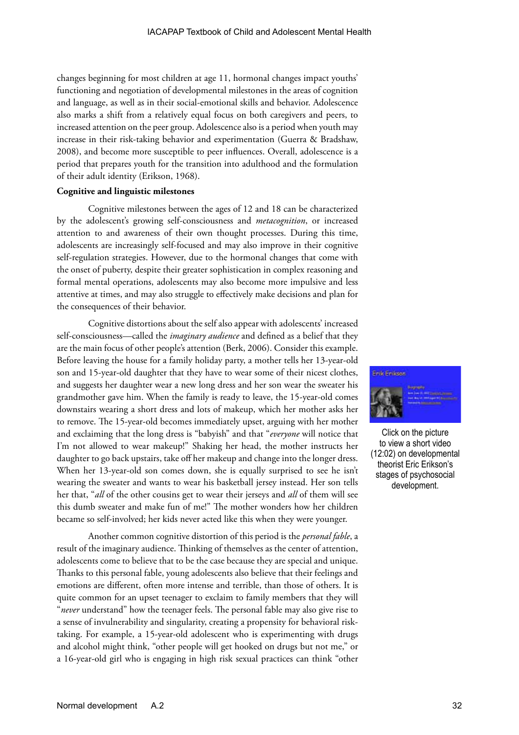changes beginning for most children at age 11, hormonal changes impact youths' functioning and negotiation of developmental milestones in the areas of cognition and language, as well as in their social-emotional skills and behavior. Adolescence also marks a shift from a relatively equal focus on both caregivers and peers, to increased attention on the peer group. Adolescence also is a period when youth may increase in their risk-taking behavior and experimentation (Guerra & Bradshaw, 2008), and become more susceptible to peer influences. Overall, adolescence is a period that prepares youth for the transition into adulthood and the formulation of their adult identity (Erikson, 1968).

**Cognitive and linguistic milestones**

Cognitive milestones between the ages of 12 and 18 can be characterized by the adolescent's growing self-consciousness and *metacognition*, or increased attention to and awareness of their own thought processes. During this time, adolescents are increasingly self-focused and may also improve in their cognitive self-regulation strategies. However, due to the hormonal changes that come with the onset of puberty, despite their greater sophistication in complex reasoning and formal mental operations, adolescents may also become more impulsive and less attentive at times, and may also struggle to effectively make decisions and plan for the consequences of their behavior.

Cognitive distortions about the self also appear with adolescents' increased self-consciousness—called the *imaginary audience* and defined as a belief that they are the main focus of other people's attention (Berk, 2006). Consider this example. Before leaving the house for a family holiday party, a mother tells her 13-year-old son and 15-year-old daughter that they have to wear some of their nicest clothes, and suggests her daughter wear a new long dress and her son wear the sweater his grandmother gave him. When the family is ready to leave, the 15-year-old comes downstairs wearing a short dress and lots of makeup, which her mother asks her to remove. The 15-year-old becomes immediately upset, arguing with her mother and exclaiming that the long dress is "babyish" and that "*everyone* will notice that I'm not allowed to wear makeup!" Shaking her head, the mother instructs her daughter to go back upstairs, take off her makeup and change into the longer dress. When her 13-year-old son comes down, she is equally surprised to see he isn't wearing the sweater and wants to wear his basketball jersey instead. Her son tells her that, "*all* of the other cousins get to wear their jerseys and *all* of them will see this dumb sweater and make fun of me!" The mother wonders how her children became so self-involved; her kids never acted like this when they were younger.

Click on the picture to view a short video (12:02) on developmental theorist Eric Erikson's stages of psychosocial development.

Another common cognitive distortion of this period is the *personal fable*, a result of the imaginary audience. Thinking of themselves as the center of attention, adolescents come to believe that to be the case because they are special and unique. Thanks to this personal fable, young adolescents also believe that their feelings and emotions are different, often more intense and terrible, than those of others. It is quite common for an upset teenager to exclaim to family members that they will "*never* understand" how the teenager feels. The personal fable may also give rise to a sense of invulnerability and singularity, creating a propensity for behavioral risk-taking. For example, a 15-year-old adolescent who is experimenting with drugs and alcohol might think, "other people will get hooked on drugs but not me," or a 16-year-old girl who is engaging in high risk sexual practices can think "other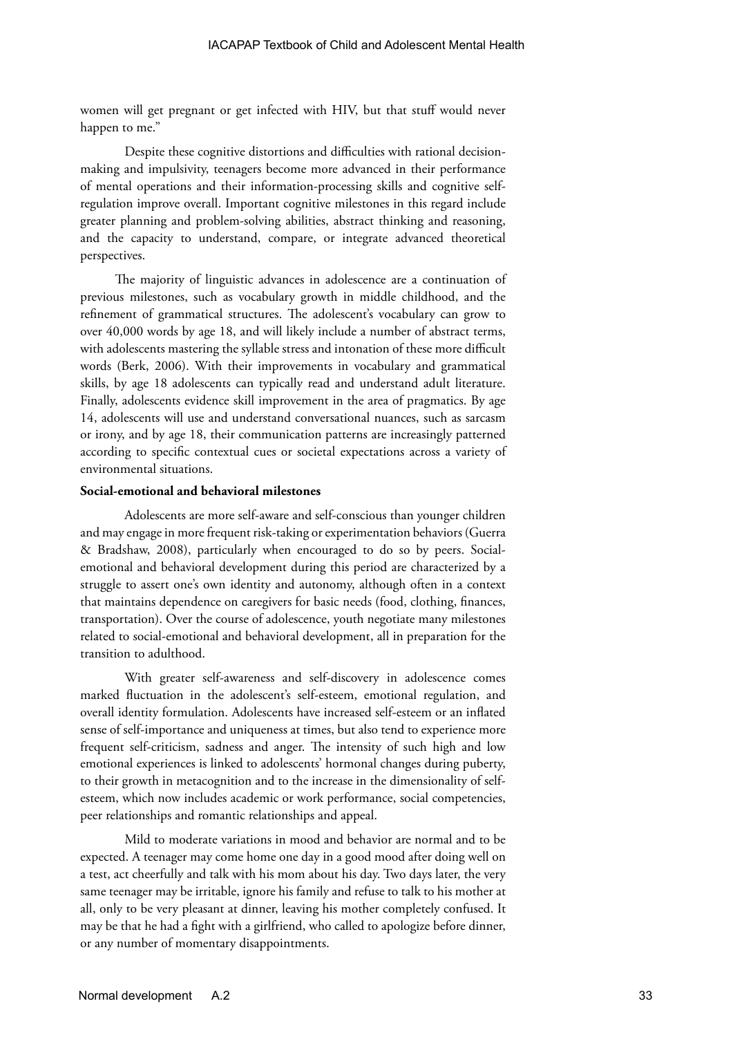women will get pregnant or get infected with HIV, but that stuff would never happen to me."

Despite these cognitive distortions and difficulties with rational decision-making and impulsivity, teenagers become more advanced in their performance of mental operations and their information-processing skills and cognitive self-regulation improve overall. Important cognitive milestones in this regard include greater planning and problem-solving abilities, abstract thinking and reasoning, and the capacity to understand, compare, or integrate advanced theoretical perspectives.

The majority of linguistic advances in adolescence are a continuation of previous milestones, such as vocabulary growth in middle childhood, and the refinement of grammatical structures. The adolescent's vocabulary can grow to over 40,000 words by age 18, and will likely include a number of abstract terms, with adolescents mastering the syllable stress and intonation of these more difficult words (Berk, 2006). With their improvements in vocabulary and grammatical skills, by age 18 adolescents can typically read and understand adult literature. Finally, adolescents evidence skill improvement in the area of pragmatics. By age 14, adolescents will use and understand conversational nuances, such as sarcasm or irony, and by age 18, their communication patterns are increasingly patterned according to specific contextual cues or societal expectations across a variety of environmental situations.

**Social-emotional and behavioral milestones**

Adolescents are more self-aware and self-conscious than younger children and may engage in more frequent risk-taking or experimentation behaviors (Guerra & Bradshaw, 2008), particularly when encouraged to do so by peers. Social-emotional and behavioral development during this period are characterized by a struggle to assert one's own identity and autonomy, although often in a context that maintains dependence on caregivers for basic needs (food, clothing, finances, transportation). Over the course of adolescence, youth negotiate many milestones related to social-emotional and behavioral development, all in preparation for the transition to adulthood.

With greater self-awareness and self-discovery in adolescence comes marked fluctuation in the adolescent's self-esteem, emotional regulation, and overall identity formulation. Adolescents have increased self-esteem or an inflated sense of self-importance and uniqueness at times, but also tend to experience more frequent self-criticism, sadness and anger. The intensity of such high and low emotional experiences is linked to adolescents' hormonal changes during puberty, to their growth in metacognition and to the increase in the dimensionality of self-esteem, which now includes academic or work performance, social competencies, peer relationships and romantic relationships and appeal.

Mild to moderate variations in mood and behavior are normal and to be expected. A teenager may come home one day in a good mood after doing well on a test, act cheerfully and talk with his mom about his day. Two days later, the very same teenager may be irritable, ignore his family and refuse to talk to his mother at all, only to be very pleasant at dinner, leaving his mother completely confused. It may be that he had a fight with a girlfriend, who called to apologize before dinner, or any number of momentary disappointments.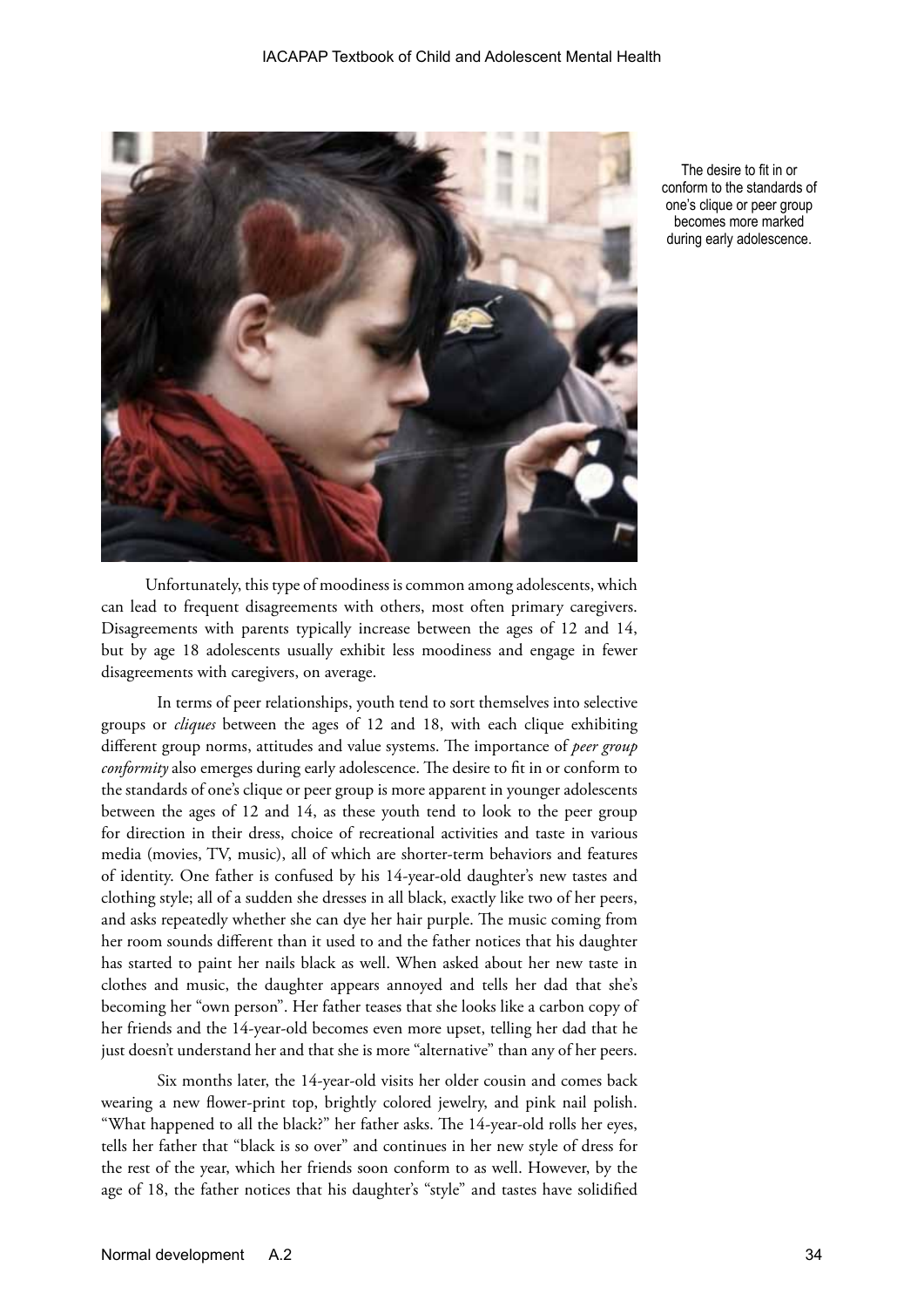The desire to fit in or conform to the standards of one's clique or peer group becomes more marked during early adolescence.

Unfortunately, this type of moodiness is common among adolescents, which can lead to frequent disagreements with others, most often primary caregivers. Disagreements with parents typically increase between the ages of 12 and 14, but by age 18 adolescents usually exhibit less moodiness and engage in fewer disagreements with caregivers, on average.

In terms of peer relationships, youth tend to sort themselves into selective groups or *cliques* between the ages of 12 and 18, with each clique exhibiting different group norms, attitudes and value systems. The importance of *peer group conformity* also emerges during early adolescence. The desire to fit in or conform to the standards of one's clique or peer group is more apparent in younger adolescents between the ages of 12 and 14, as these youth tend to look to the peer group for direction in their dress, choice of recreational activities and taste in various media (movies, TV, music), all of which are shorter-term behaviors and features of identity. One father is confused by his 14-year-old daughter's new tastes and clothing style; all of a sudden she dresses in all black, exactly like two of her peers, and asks repeatedly whether she can dye her hair purple. The music coming from her room sounds different than it used to and the father notices that his daughter has started to paint her nails black as well. When asked about her new taste in clothes and music, the daughter appears annoyed and tells her dad that she's becoming her "own person". Her father teases that she looks like a carbon copy of her friends and the 14-year-old becomes even more upset, telling her dad that he just doesn't understand her and that she is more "alternative" than any of her peers.

Six months later, the 14-year-old visits her older cousin and comes back wearing a new flower-print top, brightly colored jewelry, and pink nail polish. "What happened to all the black?" her father asks. The 14-year-old rolls her eyes, tells her father that "black is so over" and continues in her new style of dress for the rest of the year, which her friends soon conform to as well. However, by the age of 18, the father notices that his daughter's "style" and tastes have solidified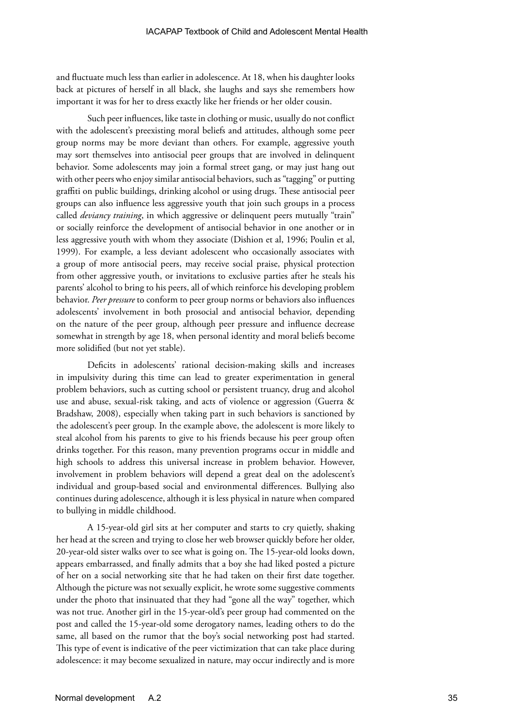and fluctuate much less than earlier in adolescence. At 18, when his daughter looks back at pictures of herself in all black, she laughs and says she remembers how important it was for her to dress exactly like her friends or her older cousin.

Such peer influences, like taste in clothing or music, usually do not conflict with the adolescent's preexisting moral beliefs and attitudes, although some peer group norms may be more deviant than others. For example, aggressive youth may sort themselves into antisocial peer groups that are involved in delinquent behavior. Some adolescents may join a formal street gang, or may just hang out with other peers who enjoy similar antisocial behaviors, such as "tagging" or putting graffiti on public buildings, drinking alcohol or using drugs. These antisocial peer groups can also influence less aggressive youth that join such groups in a process called *deviancy training*, in which aggressive or delinquent peers mutually "train" or socially reinforce the development of antisocial behavior in one another or in less aggressive youth with whom they associate (Dishion et al, 1996; Poulin et al, 1999). For example, a less deviant adolescent who occasionally associates with a group of more antisocial peers, may receive social praise, physical protection from other aggressive youth, or invitations to exclusive parties after he steals his parents' alcohol to bring to his peers, all of which reinforce his developing problem behavior. *Peer pressure* to conform to peer group norms or behaviors also influences adolescents' involvement in both prosocial and antisocial behavior, depending on the nature of the peer group, although peer pressure and influence decrease somewhat in strength by age 18, when personal identity and moral beliefs become more solidified (but not yet stable).

Deficits in adolescents' rational decision-making skills and increases in impulsivity during this time can lead to greater experimentation in general problem behaviors, such as cutting school or persistent truancy, drug and alcohol use and abuse, sexual-risk taking, and acts of violence or aggression (Guerra & Bradshaw, 2008), especially when taking part in such behaviors is sanctioned by the adolescent's peer group. In the example above, the adolescent is more likely to steal alcohol from his parents to give to his friends because his peer group often drinks together. For this reason, many prevention programs occur in middle and high schools to address this universal increase in problem behavior. However, involvement in problem behaviors will depend a great deal on the adolescent's individual and group-based social and environmental differences. Bullying also continues during adolescence, although it is less physical in nature when compared to bullying in middle childhood.

A 15-year-old girl sits at her computer and starts to cry quietly, shaking her head at the screen and trying to close her web browser quickly before her older, 20-year-old sister walks over to see what is going on. The 15-year-old looks down, appears embarrassed, and finally admits that a boy she had liked posted a picture of her on a social networking site that he had taken on their first date together. Although the picture was not sexually explicit, he wrote some suggestive comments under the photo that insinuated that they had "gone all the way" together, which was not true. Another girl in the 15-year-old's peer group had commented on the post and called the 15-year-old some derogatory names, leading others to do the same, all based on the rumor that the boy's social networking post had started. This type of event is indicative of the peer victimization that can take place during adolescence: it may become sexualized in nature, may occur indirectly and is more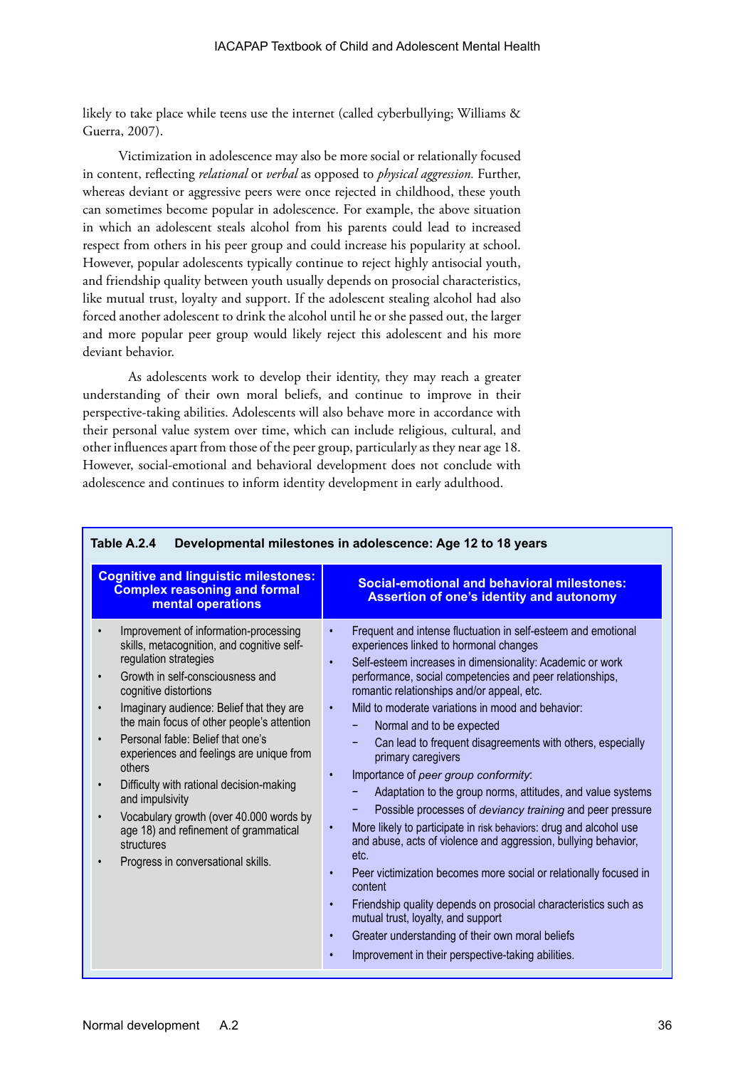likely to take place while teens use the internet (called cyberbullying; Williams & Guerra, 2007).

Victimization in adolescence may also be more social or relationally focused in content, reflecting *relational* or *verbal* as opposed to *physical aggression.* Further, whereas deviant or aggressive peers were once rejected in childhood, these youth can sometimes become popular in adolescence. For example, the above situation in which an adolescent steals alcohol from his parents could lead to increased respect from others in his peer group and could increase his popularity at school. However, popular adolescents typically continue to reject highly antisocial youth, and friendship quality between youth usually depends on prosocial characteristics, like mutual trust, loyalty and support. If the adolescent stealing alcohol had also forced another adolescent to drink the alcohol until he or she passed out, the larger and more popular peer group would likely reject this adolescent and his more deviant behavior.

As adolescents work to develop their identity, they may reach a greater understanding of their own moral beliefs, and continue to improve in their perspective-taking abilities. Adolescents will also behave more in accordance with their personal value system over time, which can include religious, cultural, and other influences apart from those of the peer group, particularly as they near age 18. However, social-emotional and behavioral development does not conclude with adolescence and continues to inform identity development in early adulthood.

**Table A.2.4 Developmental milestones in adolescence: Age 12 to 18 years**

| Cognitive and linguistic milestones: Complex reasoning and formal mental operations | Social-emotional and behavioral milestones: Assertion of one's identity and autonomy |
|---|---|
| • Improvement of information-processing skills, metacognition, and cognitive self-regulation strategies<br>• Growth in self-consciousness and cognitive distortions<br>• Imaginary audience: Belief that they are the main focus of other people's attention<br>• Personal fable: Belief that one's experiences and feelings are unique from others<br>• Difficulty with rational decision-making and impulsivity<br>• Vocabulary growth (over 40.000 words by age 18) and refinement of grammatical structures<br>• Progress in conversational skills. | • Frequent and intense fluctuation in self-esteem and emotional experiences linked to hormonal changes<br>• Self-esteem increases in dimensionality: Academic or work performance, social competencies and peer relationships, romantic relationships and/or appeal, etc.<br>• Mild to moderate variations in mood and behavior:<br>− Normal and to be expected<br>− Can lead to frequent disagreements with others, especially primary caregivers<br>• Importance of *peer group conformity*:<br>− Adaptation to the group norms, attitudes, and value systems<br>− Possible processes of *deviancy training* and peer pressure<br>• More likely to participate in risk behaviors: drug and alcohol use and abuse, acts of violence and aggression, bullying behavior, etc.<br>• Peer victimization becomes more social or relationally focused in content<br>• Friendship quality depends on prosocial characteristics such as mutual trust, loyalty, and support<br>• Greater understanding of their own moral beliefs<br>• Improvement in their perspective-taking abilities. |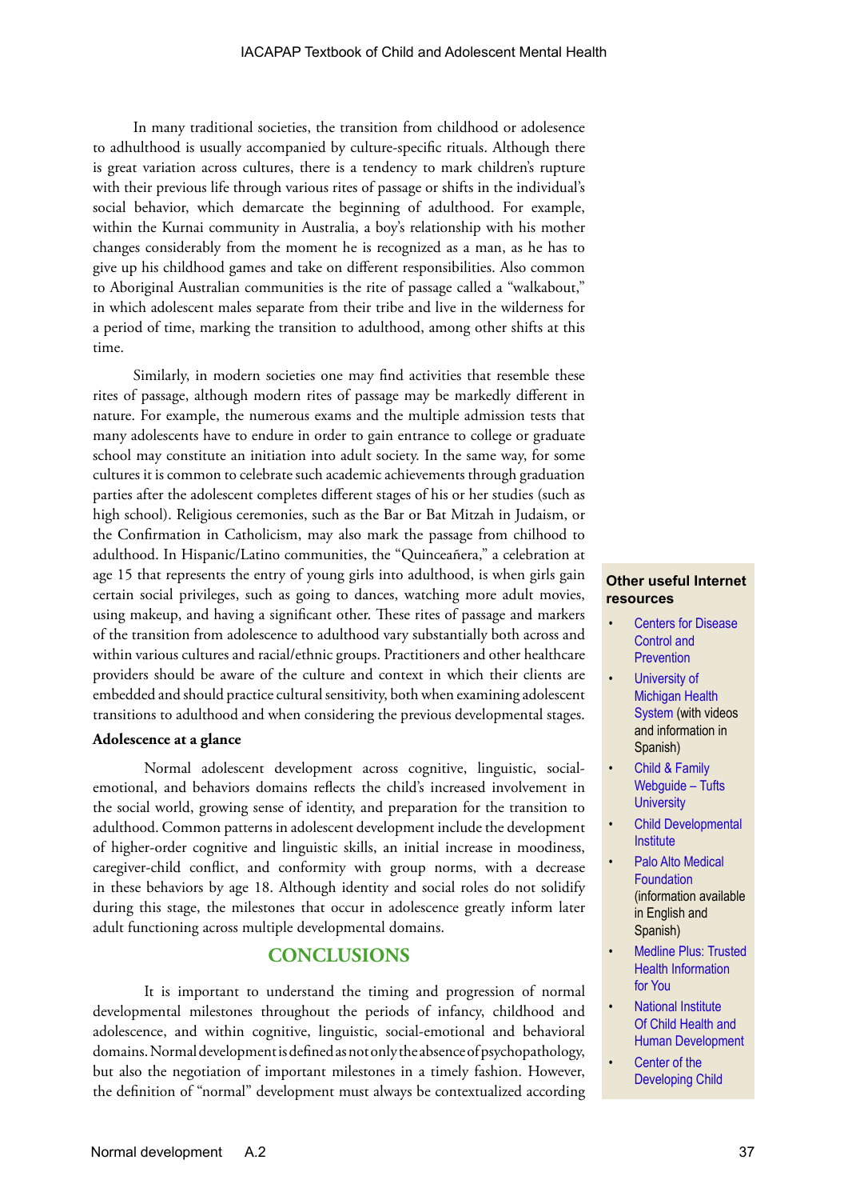In many traditional societies, the transition from childhood or adolescence to adhulthood is usually accompanied by culture-specific rituals. Although there is great variation across cultures, there is a tendency to mark children's rupture with their previous life through various rites of passage or shifts in the individual's social behavior, which demarcate the beginning of adulthood. For example, within the Kurnai community in Australia, a boy's relationship with his mother changes considerably from the moment he is recognized as a man, as he has to give up his childhood games and take on different responsibilities. Also common to Aboriginal Australian communities is the rite of passage called a "walkabout," in which adolescent males separate from their tribe and live in the wilderness for a period of time, marking the transition to adulthood, among other shifts at this time.

Similarly, in modern societies one may find activities that resemble these rites of passage, although modern rites of passage may be markedly different in nature. For example, the numerous exams and the multiple admission tests that many adolescents have to endure in order to gain entrance to college or graduate school may constitute an initiation into adult society. In the same way, for some cultures it is common to celebrate such academic achievements through graduation parties after the adolescent completes different stages of his or her studies (such as high school). Religious ceremonies, such as the Bar or Bat Mitzah in Judaism, or the Confirmation in Catholicism, may also mark the passage from chilhood to adulthood. In Hispanic/Latino communities, the "Quinceañera," a celebration at age 15 that represents the entry of young girls into adulthood, is when girls gain certain social privileges, such as going to dances, watching more adult movies, using makeup, and having a significant other. These rites of passage and markers of the transition from adolescence to adulthood vary substantially both across and within various cultures and racial/ethnic groups. Practitioners and other healthcare providers should be aware of the culture and context in which their clients are embedded and should practice cultural sensitivity, both when examining adolescent transitions to adulthood and when considering the previous developmental stages.

**Adolescence at a glance**

Normal adolescent development across cognitive, linguistic, social-emotional, and behaviors domains reflects the child's increased involvement in the social world, growing sense of identity, and preparation for the transition to adulthood. Common patterns in adolescent development include the development of higher-order cognitive and linguistic skills, an initial increase in moodiness, caregiver-child conflict, and conformity with group norms, with a decrease in these behaviors by age 18. Although identity and social roles do not solidify during this stage, the milestones that occur in adolescence greatly inform later adult functioning across multiple developmental domains.

## CONCLUSIONS

It is important to understand the timing and progression of normal developmental milestones throughout the periods of infancy, childhood and adolescence, and within cognitive, linguistic, social-emotional and behavioral domains. Normal development is defined as not only the absence of psychopathology, but also the negotiation of important milestones in a timely fashion. However, the definition of "normal" development must always be contextualized according

**Other useful Internet resources**

- Centers for Disease Control and Prevention
- University of Michigan Health System (with videos and information in Spanish)
- Child & Family Webguide – Tufts University
- Child Developmental Institute
- Palo Alto Medical Foundation (information available in English and Spanish)
- Medline Plus: Trusted Health Information for You
- National Institute Of Child Health and Human Development
- Center of the Developing Child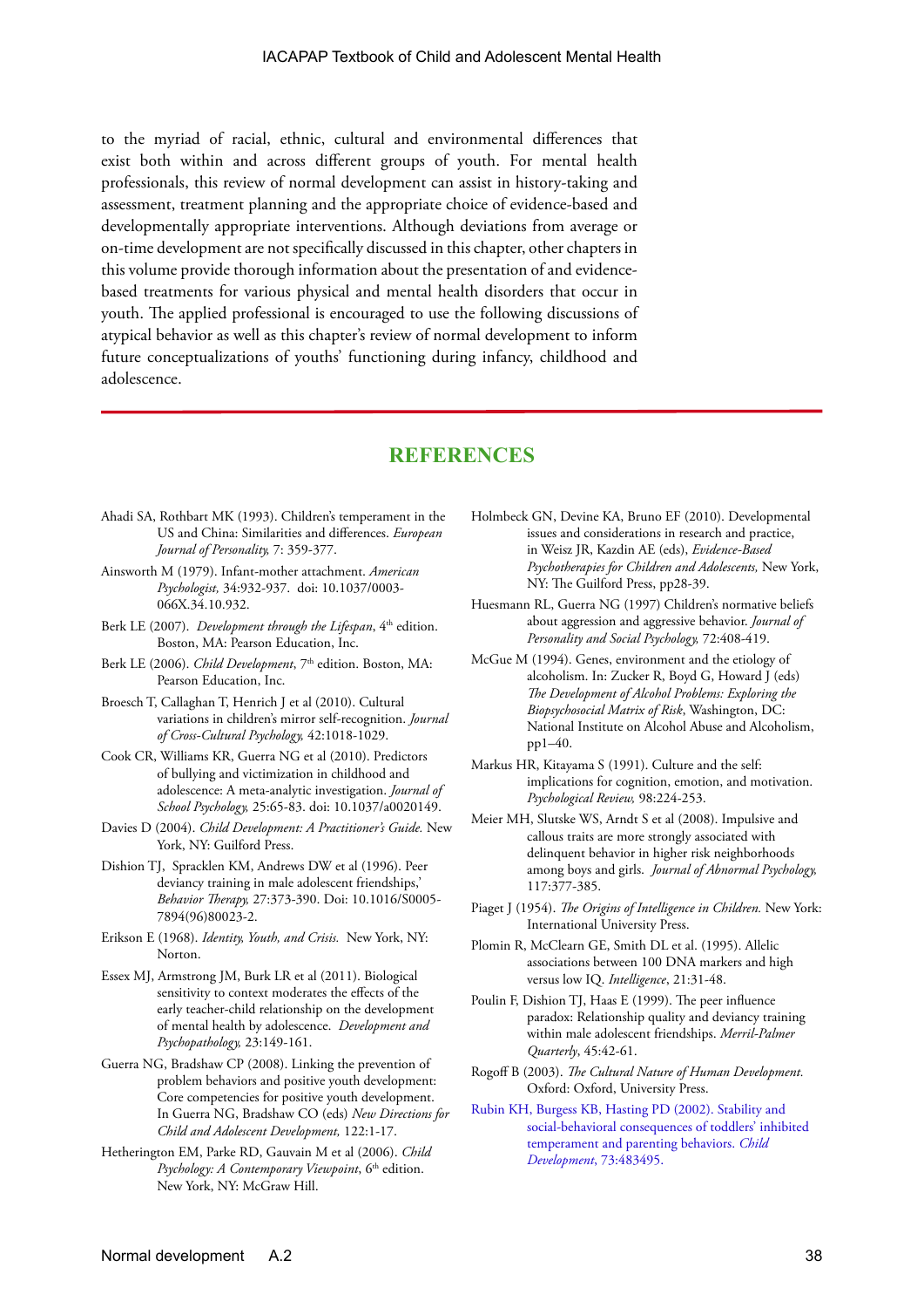to the myriad of racial, ethnic, cultural and environmental differences that exist both within and across different groups of youth. For mental health professionals, this review of normal development can assist in history-taking and assessment, treatment planning and the appropriate choice of evidence-based and developmentally appropriate interventions. Although deviations from average or on-time development are not specifically discussed in this chapter, other chapters in this volume provide thorough information about the presentation of and evidence-based treatments for various physical and mental health disorders that occur in youth. The applied professional is encouraged to use the following discussions of atypical behavior as well as this chapter's review of normal development to inform future conceptualizations of youths' functioning during infancy, childhood and adolescence.

## REFERENCES

Ahadi SA, Rothbart MK (1993). Children's temperament in the US and China: Similarities and differences. *European Journal of Personality,* 7: 359-377.

Ainsworth M (1979). Infant-mother attachment. *American Psychologist,* 34:932-937. doi: 10.1037/0003-066X.34.10.932.

Berk LE (2007). *Development through the Lifespan*, 4th edition. Boston, MA: Pearson Education, Inc.

Berk LE (2006). *Child Development*, 7th edition. Boston, MA: Pearson Education, Inc.

Broesch T, Callaghan T, Henrich J et al (2010). Cultural variations in children's mirror self-recognition. *Journal of Cross-Cultural Psychology,* 42:1018-1029.

Cook CR, Williams KR, Guerra NG et al (2010). Predictors of bullying and victimization in childhood and adolescence: A meta-analytic investigation. *Journal of School Psychology,* 25:65-83. doi: 10.1037/a0020149.

Davies D (2004). *Child Development: A Practitioner's Guide.* New York, NY: Guilford Press.

Dishion TJ, Spracklen KM, Andrews DW et al (1996). Peer deviancy training in male adolescent friendships,' *Behavior Therapy,* 27:373-390. Doi: 10.1016/S0005-7894(96)80023-2.

Erikson E (1968). *Identity, Youth, and Crisis.* New York, NY: Norton.

Essex MJ, Armstrong JM, Burk LR et al (2011). Biological sensitivity to context moderates the effects of the early teacher-child relationship on the development of mental health by adolescence. *Development and Psychopathology,* 23:149-161.

Guerra NG, Bradshaw CP (2008). Linking the prevention of problem behaviors and positive youth development: Core competencies for positive youth development. In Guerra NG, Bradshaw CO (eds) *New Directions for Child and Adolescent Development,* 122:1-17.

Hetherington EM, Parke RD, Gauvain M et al (2006). *Child Psychology: A Contemporary Viewpoint*, 6th edition. New York, NY: McGraw Hill.

Holmbeck GN, Devine KA, Bruno EF (2010). Developmental issues and considerations in research and practice, in Weisz JR, Kazdin AE (eds), *Evidence-Based Psychotherapies for Children and Adolescents,* New York, NY: The Guilford Press, pp28-39.

Huesmann RL, Guerra NG (1997) Children's normative beliefs about aggression and aggressive behavior. *Journal of Personality and Social Psychology,* 72:408-419.

McGue M (1994). Genes, environment and the etiology of alcoholism. In: Zucker R, Boyd G, Howard J (eds) *The Development of Alcohol Problems: Exploring the Biopsychosocial Matrix of Risk*, Washington, DC: National Institute on Alcohol Abuse and Alcoholism, pp1–40.

Markus HR, Kitayama S (1991). Culture and the self: implications for cognition, emotion, and motivation. *Psychological Review,* 98:224-253.

Meier MH, Slutske WS, Arndt S et al (2008). Impulsive and callous traits are more strongly associated with delinquent behavior in higher risk neighborhoods among boys and girls. *Journal of Abnormal Psychology,* 117:377-385.

Piaget J (1954). *The Origins of Intelligence in Children.* New York: International University Press.

Plomin R, McClearn GE, Smith DL et al. (1995). Allelic associations between 100 DNA markers and high versus low IQ. *Intelligence*, 21:31-48.

Poulin F, Dishion TJ, Haas E (1999). The peer influence paradox: Relationship quality and deviancy training within male adolescent friendships. *Merril-Palmer Quarterly*, 45:42-61.

Rogoff B (2003). *The Cultural Nature of Human Development.* Oxford: Oxford, University Press.

Rubin KH, Burgess KB, Hasting PD (2002). Stability and social-behavioral consequences of toddlers' inhibited temperament and parenting behaviors. *Child Development*, 73:483495.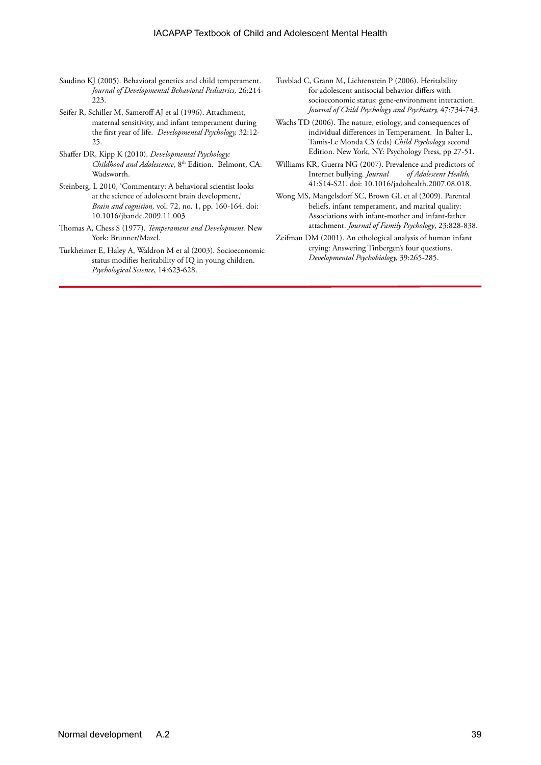Saudino KJ (2005). Behavioral genetics and child temperament. *Journal of Developmental Behavioral Pediatrics,* 26:214-223.

Seifer R, Schiller M, Sameroff AJ et al (1996). Attachment, maternal sensitivity, and infant temperament during the first year of life. *Developmental Psychology,* 32:12-25.

Shaffer DR, Kipp K (2010). *Developmental Psychology: Childhood and Adolescence*, 8th Edition. Belmont, CA: Wadsworth.

Steinberg, L 2010, 'Commentary: A behavioral scientist looks at the science of adolescent brain development,' *Brain and cognition,* vol. 72, no. 1, pp. 160-164. doi: 10.1016/jbandc.2009.11.003

Thomas A, Chess S (1977). *Temperament and Development.* New York: Brunner/Mazel.

Turkheimer E, Haley A, Waldron M et al (2003). Socioeconomic status modifies heritability of IQ in young children. *Psychological Science*, 14:623-628.

Tuvblad C, Grann M, Lichtenstein P (2006). Heritability for adolescent antisocial behavior differs with socioeconomic status: gene-environment interaction. *Journal of Child Psychology and Psychiatry,* 47:734-743.

Wachs TD (2006). The nature, etiology, and consequences of individual differences in Temperament. In Balter L, Tamis-Le Monda CS (eds) *Child Psychology,* second Edition. New York, NY: Psychology Press, pp 27-51.

Williams KR, Guerra NG (2007). Prevalence and predictors of Internet bullying. *Journal of Adolescent Health,* 41:S14-S21. doi: 10.1016/jadohealth.2007.08.018.

Wong MS, Mangelsdorf SC, Brown GL et al (2009). Parental beliefs, infant temperament, and marital quality: Associations with infant-mother and infant-father attachment. *Journal of Family Psychology*, 23:828-838.

Zeifman DM (2001). An ethological analysis of human infant crying: Answering Tinbergen's four questions. *Developmental Psychobiology,* 39:265-285.